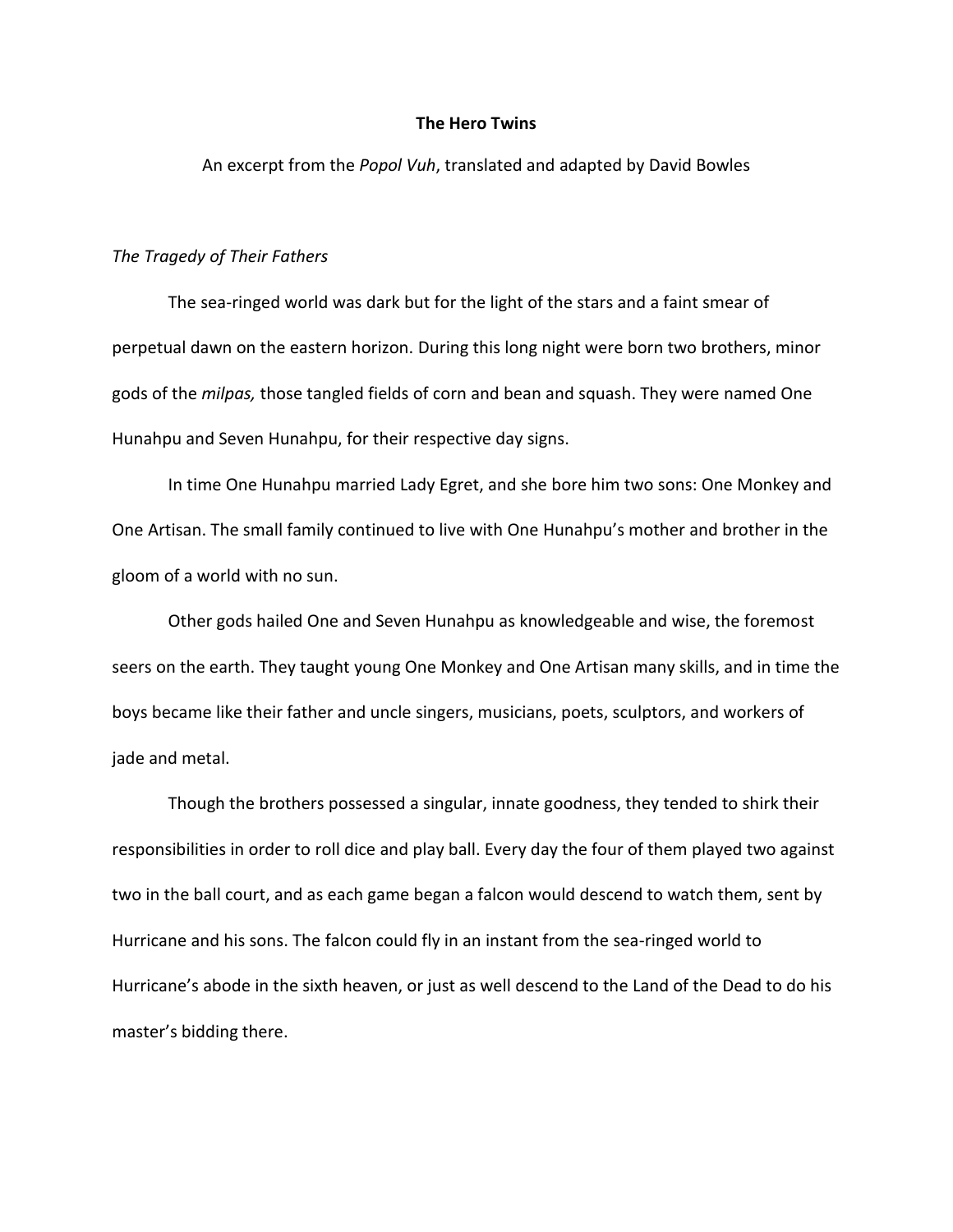**The Hero Twins**

An excerpt from the *Popol Vuh*, translated and adapted by David Bowles

*The Tragedy of Their Fathers*

The sea-ringed world was dark but for the light of the stars and a faint smear of perpetual dawn on the eastern horizon. During this long night were born two brothers, minor gods of the *milpas,* those tangled fields of corn and bean and squash. They were named One Hunahpu and Seven Hunahpu, for their respective day signs.

In time One Hunahpu married Lady Egret, and she bore him two sons: One Monkey and One Artisan. The small family continued to live with One Hunahpu's mother and brother in the gloom of a world with no sun.

Other gods hailed One and Seven Hunahpu as knowledgeable and wise, the foremost seers on the earth. They taught young One Monkey and One Artisan many skills, and in time the boys became like their father and uncle singers, musicians, poets, sculptors, and workers of jade and metal.

Though the brothers possessed a singular, innate goodness, they tended to shirk their responsibilities in order to roll dice and play ball. Every day the four of them played two against two in the ball court, and as each game began a falcon would descend to watch them, sent by Hurricane and his sons. The falcon could fly in an instant from the sea-ringed world to Hurricane's abode in the sixth heaven, or just as well descend to the Land of the Dead to do his master's bidding there.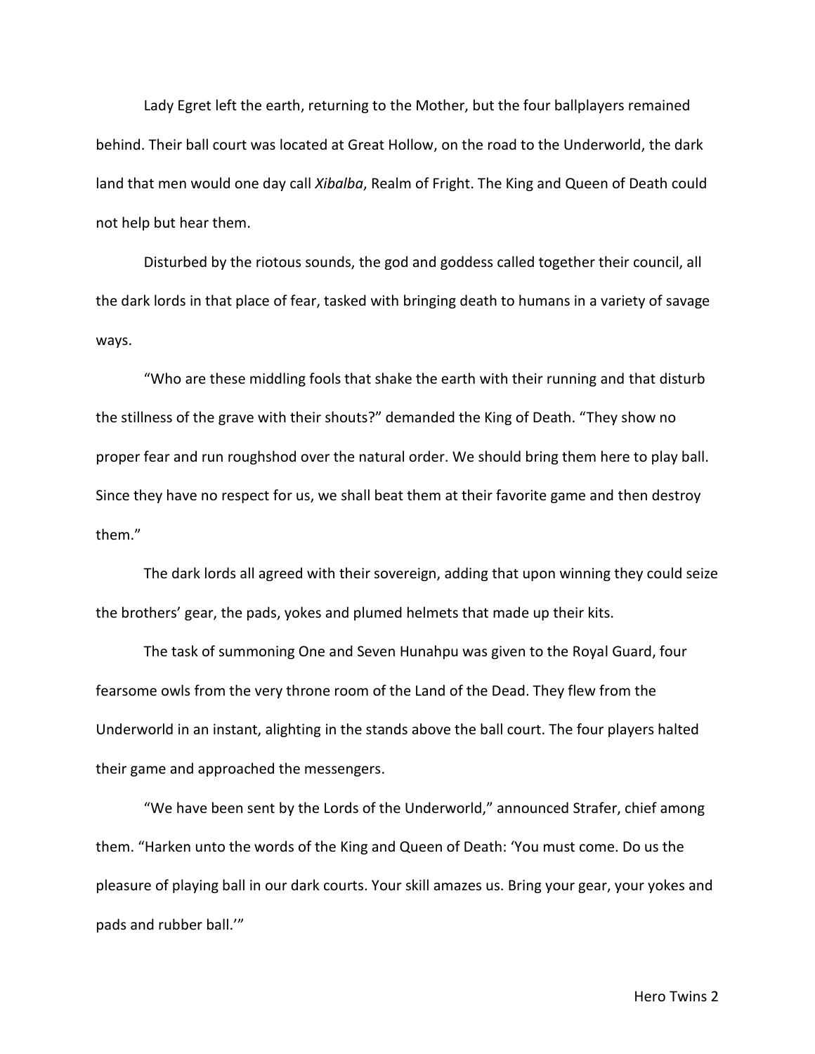Lady Egret left the earth, returning to the Mother, but the four ballplayers remained behind. Their ball court was located at Great Hollow, on the road to the Underworld, the dark land that men would one day call *Xibalba*, Realm of Fright. The King and Queen of Death could not help but hear them.

Disturbed by the riotous sounds, the god and goddess called together their council, all the dark lords in that place of fear, tasked with bringing death to humans in a variety of savage ways.

"Who are these middling fools that shake the earth with their running and that disturb the stillness of the grave with their shouts?" demanded the King of Death. "They show no proper fear and run roughshod over the natural order. We should bring them here to play ball. Since they have no respect for us, we shall beat them at their favorite game and then destroy them."

The dark lords all agreed with their sovereign, adding that upon winning they could seize the brothers' gear, the pads, yokes and plumed helmets that made up their kits.

The task of summoning One and Seven Hunahpu was given to the Royal Guard, four fearsome owls from the very throne room of the Land of the Dead. They flew from the Underworld in an instant, alighting in the stands above the ball court. The four players halted their game and approached the messengers.

"We have been sent by the Lords of the Underworld," announced Strafer, chief among them. "Harken unto the words of the King and Queen of Death: 'You must come. Do us the pleasure of playing ball in our dark courts. Your skill amazes us. Bring your gear, your yokes and pads and rubber ball.'"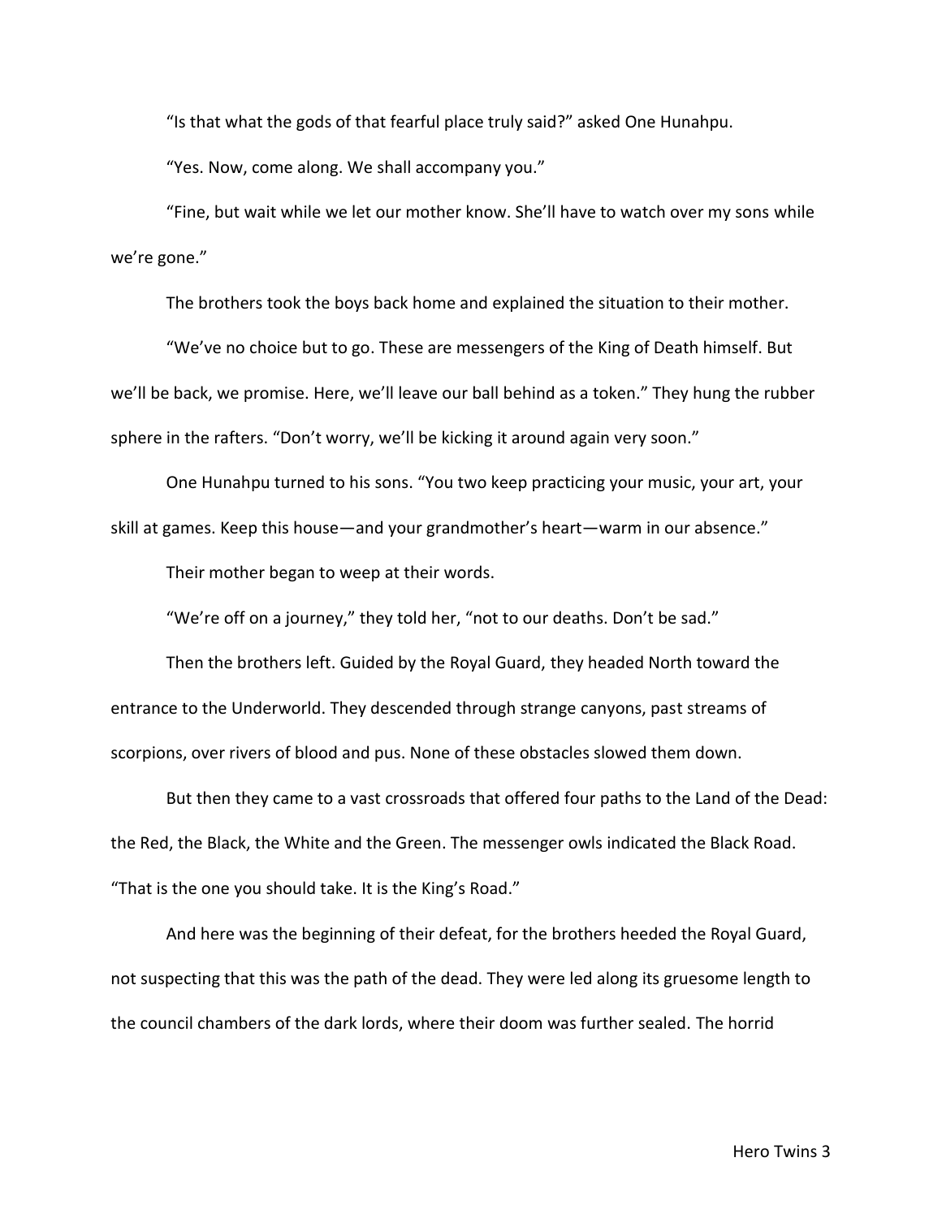"Is that what the gods of that fearful place truly said?" asked One Hunahpu.

"Yes. Now, come along. We shall accompany you."

"Fine, but wait while we let our mother know. She'll have to watch over my sons while we're gone."

The brothers took the boys back home and explained the situation to their mother.

"We've no choice but to go. These are messengers of the King of Death himself. But we'll be back, we promise. Here, we'll leave our ball behind as a token." They hung the rubber sphere in the rafters. "Don't worry, we'll be kicking it around again very soon."

One Hunahpu turned to his sons. "You two keep practicing your music, your art, your skill at games. Keep this house—and your grandmother's heart—warm in our absence."

Their mother began to weep at their words.

"We're off on a journey," they told her, "not to our deaths. Don't be sad."

Then the brothers left. Guided by the Royal Guard, they headed North toward the entrance to the Underworld. They descended through strange canyons, past streams of scorpions, over rivers of blood and pus. None of these obstacles slowed them down.

But then they came to a vast crossroads that offered four paths to the Land of the Dead: the Red, the Black, the White and the Green. The messenger owls indicated the Black Road. "That is the one you should take. It is the King's Road."

And here was the beginning of their defeat, for the brothers heeded the Royal Guard, not suspecting that this was the path of the dead. They were led along its gruesome length to the council chambers of the dark lords, where their doom was further sealed. The horrid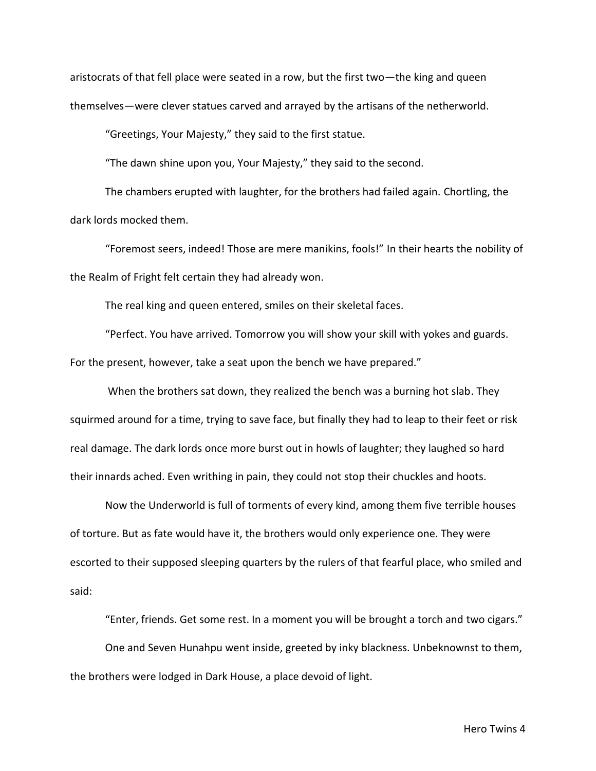aristocrats of that fell place were seated in a row, but the first two—the king and queen themselves—were clever statues carved and arrayed by the artisans of the netherworld.

"Greetings, Your Majesty," they said to the first statue.

"The dawn shine upon you, Your Majesty," they said to the second.

The chambers erupted with laughter, for the brothers had failed again. Chortling, the dark lords mocked them.

"Foremost seers, indeed! Those are mere manikins, fools!" In their hearts the nobility of the Realm of Fright felt certain they had already won.

The real king and queen entered, smiles on their skeletal faces.

"Perfect. You have arrived. Tomorrow you will show your skill with yokes and guards. For the present, however, take a seat upon the bench we have prepared."

When the brothers sat down, they realized the bench was a burning hot slab. They squirmed around for a time, trying to save face, but finally they had to leap to their feet or risk real damage. The dark lords once more burst out in howls of laughter; they laughed so hard their innards ached. Even writhing in pain, they could not stop their chuckles and hoots.

Now the Underworld is full of torments of every kind, among them five terrible houses of torture. But as fate would have it, the brothers would only experience one. They were escorted to their supposed sleeping quarters by the rulers of that fearful place, who smiled and said:

"Enter, friends. Get some rest. In a moment you will be brought a torch and two cigars."

One and Seven Hunahpu went inside, greeted by inky blackness. Unbeknownst to them, the brothers were lodged in Dark House, a place devoid of light.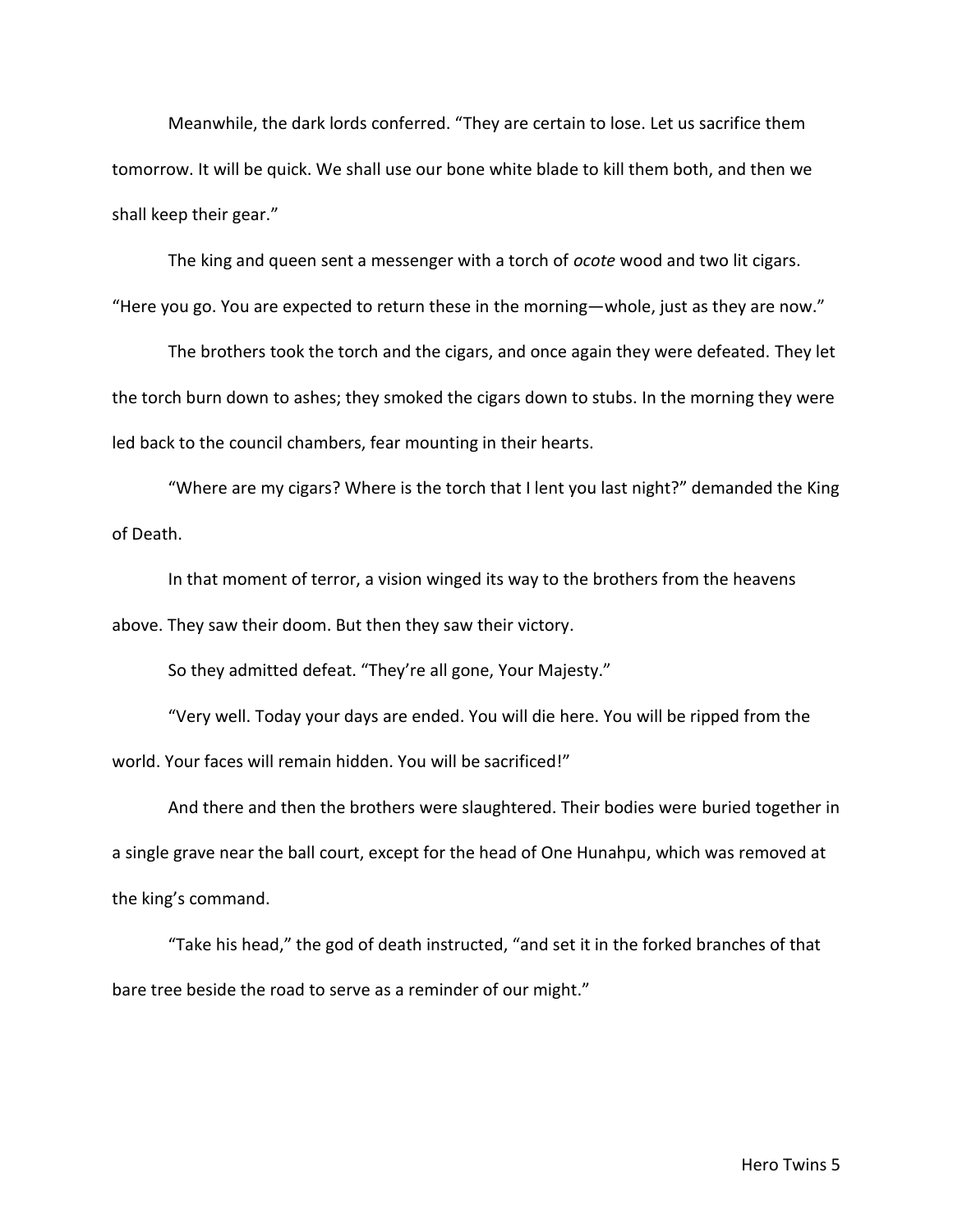Meanwhile, the dark lords conferred. "They are certain to lose. Let us sacrifice them tomorrow. It will be quick. We shall use our bone white blade to kill them both, and then we shall keep their gear."

The king and queen sent a messenger with a torch of *ocote* wood and two lit cigars. "Here you go. You are expected to return these in the morning—whole, just as they are now."

The brothers took the torch and the cigars, and once again they were defeated. They let the torch burn down to ashes; they smoked the cigars down to stubs. In the morning they were led back to the council chambers, fear mounting in their hearts.

"Where are my cigars? Where is the torch that I lent you last night?" demanded the King of Death.

In that moment of terror, a vision winged its way to the brothers from the heavens above. They saw their doom. But then they saw their victory.

So they admitted defeat. "They're all gone, Your Majesty."

"Very well. Today your days are ended. You will die here. You will be ripped from the world. Your faces will remain hidden. You will be sacrificed!"

And there and then the brothers were slaughtered. Their bodies were buried together in a single grave near the ball court, except for the head of One Hunahpu, which was removed at the king's command.

"Take his head," the god of death instructed, "and set it in the forked branches of that bare tree beside the road to serve as a reminder of our might."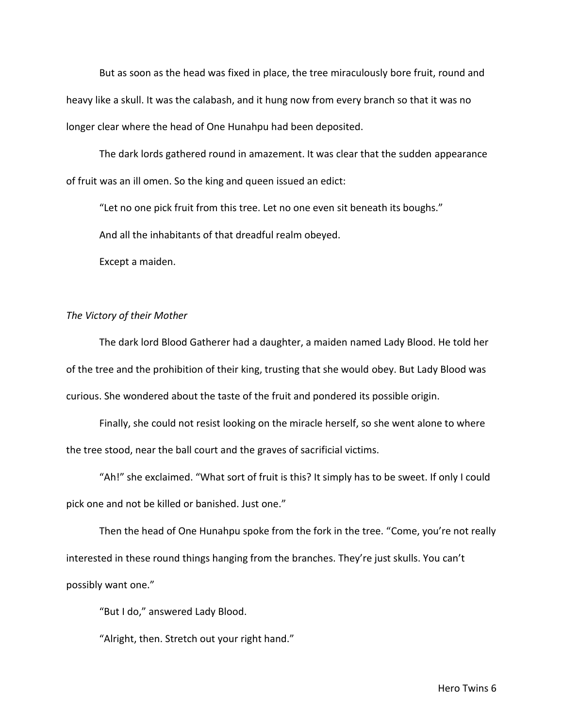But as soon as the head was fixed in place, the tree miraculously bore fruit, round and heavy like a skull. It was the calabash, and it hung now from every branch so that it was no longer clear where the head of One Hunahpu had been deposited.

The dark lords gathered round in amazement. It was clear that the sudden appearance of fruit was an ill omen. So the king and queen issued an edict:

"Let no one pick fruit from this tree. Let no one even sit beneath its boughs."

And all the inhabitants of that dreadful realm obeyed.

Except a maiden.

*The Victory of their Mother*

The dark lord Blood Gatherer had a daughter, a maiden named Lady Blood. He told her of the tree and the prohibition of their king, trusting that she would obey. But Lady Blood was curious. She wondered about the taste of the fruit and pondered its possible origin.

Finally, she could not resist looking on the miracle herself, so she went alone to where the tree stood, near the ball court and the graves of sacrificial victims.

"Ah!" she exclaimed. "What sort of fruit is this? It simply has to be sweet. If only I could pick one and not be killed or banished. Just one."

Then the head of One Hunahpu spoke from the fork in the tree. "Come, you're not really interested in these round things hanging from the branches. They're just skulls. You can't possibly want one."

"But I do," answered Lady Blood.

"Alright, then. Stretch out your right hand."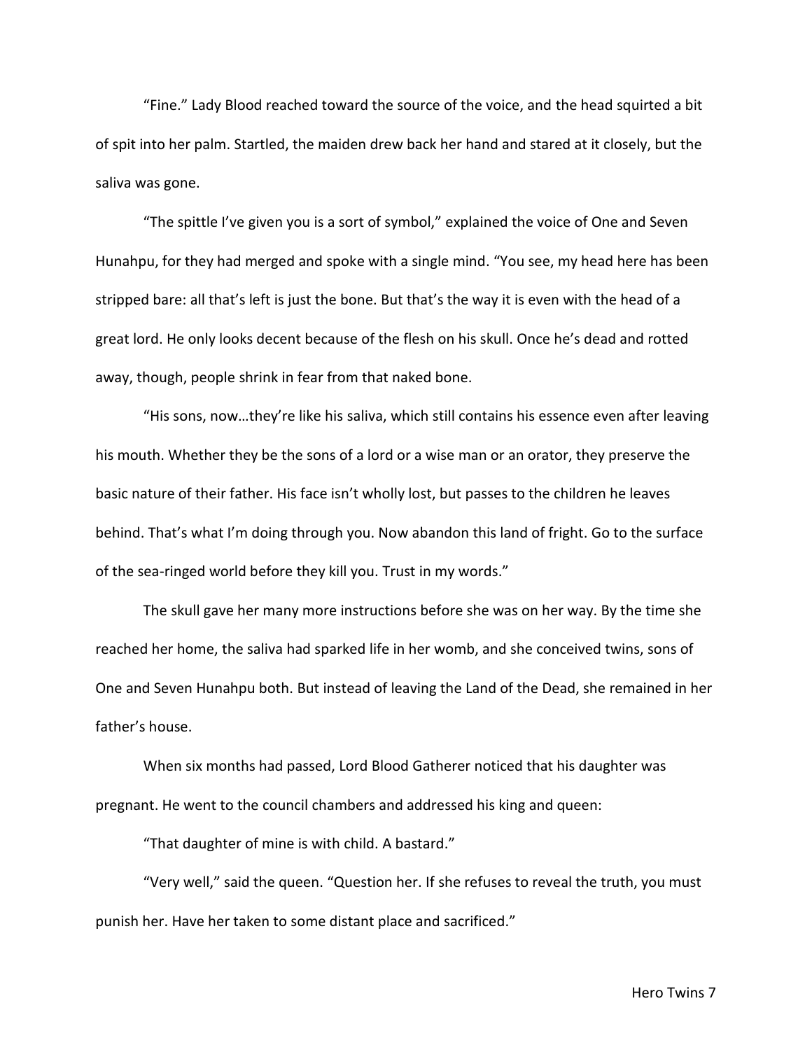"Fine." Lady Blood reached toward the source of the voice, and the head squirted a bit of spit into her palm. Startled, the maiden drew back her hand and stared at it closely, but the saliva was gone.

"The spittle I've given you is a sort of symbol," explained the voice of One and Seven Hunahpu, for they had merged and spoke with a single mind. "You see, my head here has been stripped bare: all that's left is just the bone. But that's the way it is even with the head of a great lord. He only looks decent because of the flesh on his skull. Once he's dead and rotted away, though, people shrink in fear from that naked bone.

"His sons, now…they're like his saliva, which still contains his essence even after leaving his mouth. Whether they be the sons of a lord or a wise man or an orator, they preserve the basic nature of their father. His face isn't wholly lost, but passes to the children he leaves behind. That's what I'm doing through you. Now abandon this land of fright. Go to the surface of the sea-ringed world before they kill you. Trust in my words."

The skull gave her many more instructions before she was on her way. By the time she reached her home, the saliva had sparked life in her womb, and she conceived twins, sons of One and Seven Hunahpu both. But instead of leaving the Land of the Dead, she remained in her father's house.

When six months had passed, Lord Blood Gatherer noticed that his daughter was pregnant. He went to the council chambers and addressed his king and queen:

"That daughter of mine is with child. A bastard."

"Very well," said the queen. "Question her. If she refuses to reveal the truth, you must punish her. Have her taken to some distant place and sacrificed."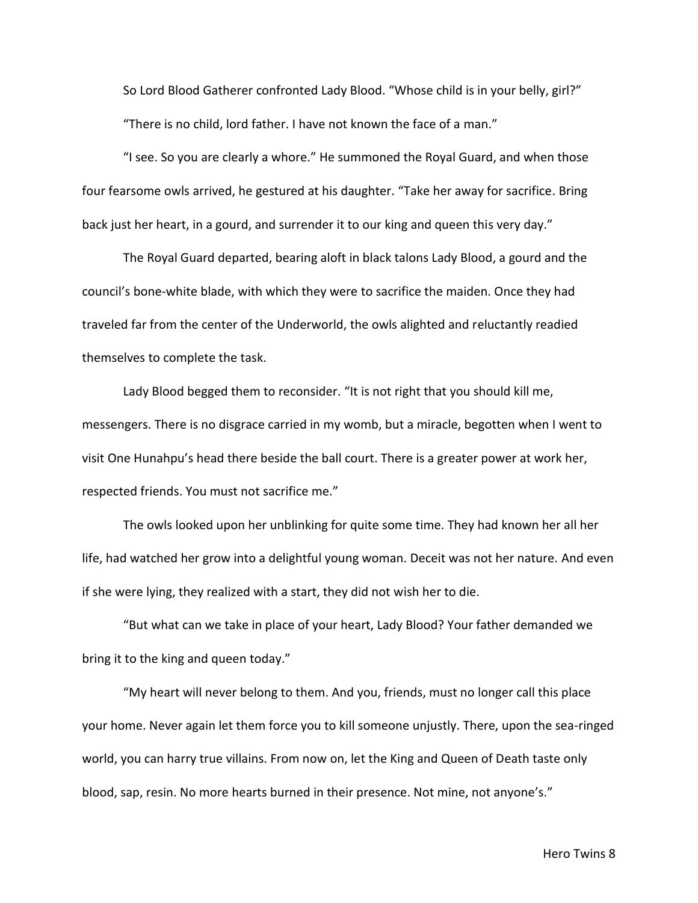So Lord Blood Gatherer confronted Lady Blood. “Whose child is in your belly, girl?”

“There is no child, lord father. I have not known the face of a man.”

“I see. So you are clearly a whore.” He summoned the Royal Guard, and when those four fearsome owls arrived, he gestured at his daughter. “Take her away for sacrifice. Bring back just her heart, in a gourd, and surrender it to our king and queen this very day.”

The Royal Guard departed, bearing aloft in black talons Lady Blood, a gourd and the council’s bone-white blade, with which they were to sacrifice the maiden. Once they had traveled far from the center of the Underworld, the owls alighted and reluctantly readied themselves to complete the task.

Lady Blood begged them to reconsider. “It is not right that you should kill me, messengers. There is no disgrace carried in my womb, but a miracle, begotten when I went to visit One Hunahpu’s head there beside the ball court. There is a greater power at work her, respected friends. You must not sacrifice me.”

The owls looked upon her unblinking for quite some time. They had known her all her life, had watched her grow into a delightful young woman. Deceit was not her nature. And even if she were lying, they realized with a start, they did not wish her to die.

“But what can we take in place of your heart, Lady Blood? Your father demanded we bring it to the king and queen today.”

“My heart will never belong to them. And you, friends, must no longer call this place your home. Never again let them force you to kill someone unjustly. There, upon the sea-ringed world, you can harry true villains. From now on, let the King and Queen of Death taste only blood, sap, resin. No more hearts burned in their presence. Not mine, not anyone’s.”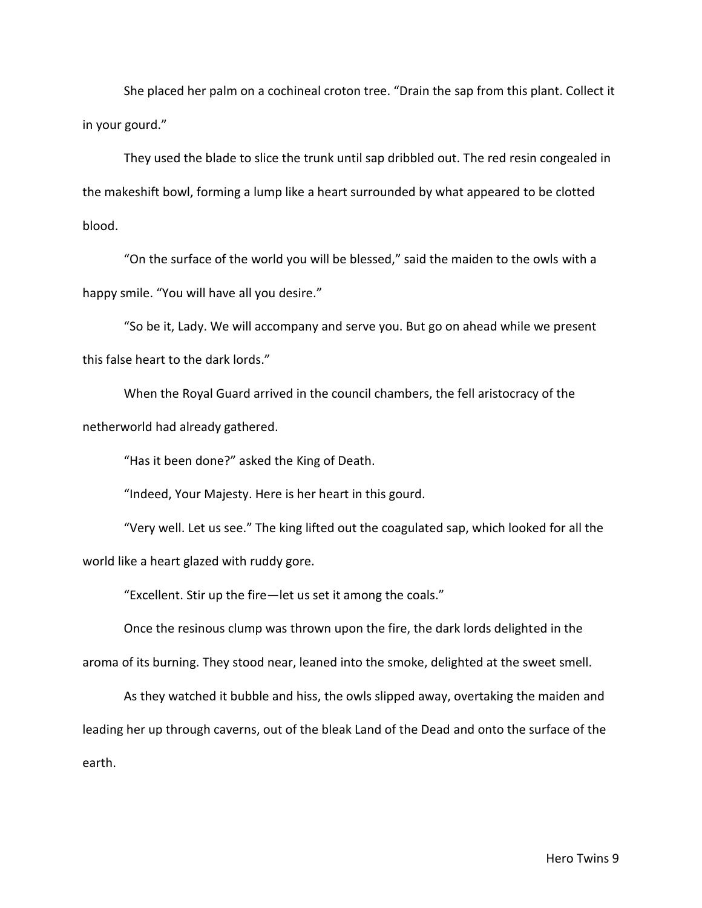She placed her palm on a cochineal croton tree. "Drain the sap from this plant. Collect it in your gourd."

They used the blade to slice the trunk until sap dribbled out. The red resin congealed in the makeshift bowl, forming a lump like a heart surrounded by what appeared to be clotted blood.

"On the surface of the world you will be blessed," said the maiden to the owls with a happy smile. "You will have all you desire."

"So be it, Lady. We will accompany and serve you. But go on ahead while we present this false heart to the dark lords."

When the Royal Guard arrived in the council chambers, the fell aristocracy of the netherworld had already gathered.

"Has it been done?" asked the King of Death.

"Indeed, Your Majesty. Here is her heart in this gourd.

"Very well. Let us see." The king lifted out the coagulated sap, which looked for all the world like a heart glazed with ruddy gore.

"Excellent. Stir up the fire—let us set it among the coals."

Once the resinous clump was thrown upon the fire, the dark lords delighted in the aroma of its burning. They stood near, leaned into the smoke, delighted at the sweet smell.

As they watched it bubble and hiss, the owls slipped away, overtaking the maiden and leading her up through caverns, out of the bleak Land of the Dead and onto the surface of the earth.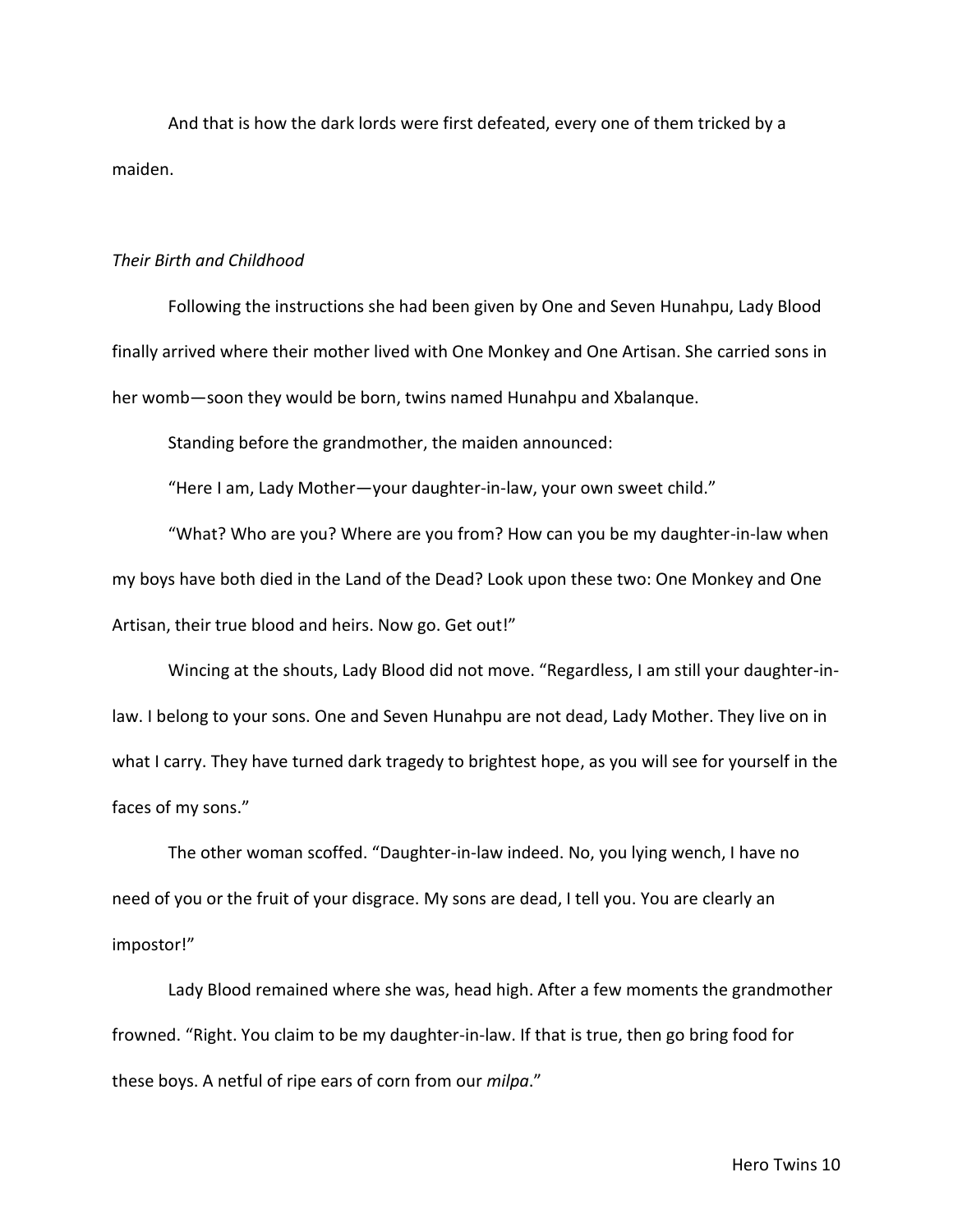And that is how the dark lords were first defeated, every one of them tricked by a maiden.

*Their Birth and Childhood*

Following the instructions she had been given by One and Seven Hunahpu, Lady Blood finally arrived where their mother lived with One Monkey and One Artisan. She carried sons in her womb—soon they would be born, twins named Hunahpu and Xbalanque.

Standing before the grandmother, the maiden announced:

"Here I am, Lady Mother—your daughter-in-law, your own sweet child."

"What? Who are you? Where are you from? How can you be my daughter-in-law when my boys have both died in the Land of the Dead? Look upon these two: One Monkey and One Artisan, their true blood and heirs. Now go. Get out!"

Wincing at the shouts, Lady Blood did not move. "Regardless, I am still your daughter-in-law. I belong to your sons. One and Seven Hunahpu are not dead, Lady Mother. They live on in what I carry. They have turned dark tragedy to brightest hope, as you will see for yourself in the faces of my sons."

The other woman scoffed. "Daughter-in-law indeed. No, you lying wench, I have no need of you or the fruit of your disgrace. My sons are dead, I tell you. You are clearly an impostor!"

Lady Blood remained where she was, head high. After a few moments the grandmother frowned. "Right. You claim to be my daughter-in-law. If that is true, then go bring food for these boys. A netful of ripe ears of corn from our *milpa*."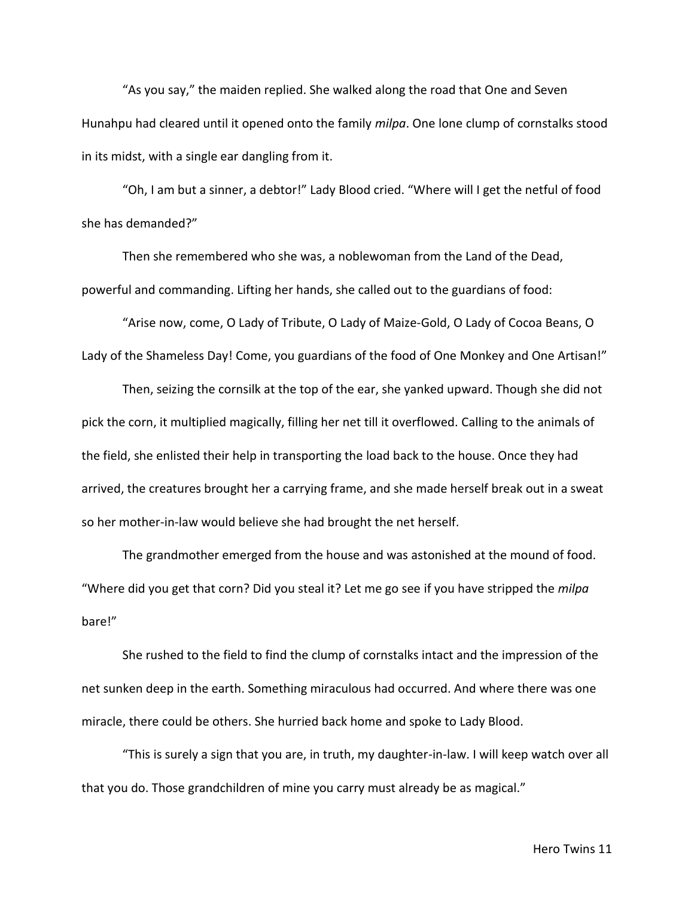"As you say," the maiden replied. She walked along the road that One and Seven Hunahpu had cleared until it opened onto the family *milpa*. One lone clump of cornstalks stood in its midst, with a single ear dangling from it.

"Oh, I am but a sinner, a debtor!" Lady Blood cried. "Where will I get the netful of food she has demanded?"

Then she remembered who she was, a noblewoman from the Land of the Dead, powerful and commanding. Lifting her hands, she called out to the guardians of food:

"Arise now, come, O Lady of Tribute, O Lady of Maize-Gold, O Lady of Cocoa Beans, O Lady of the Shameless Day! Come, you guardians of the food of One Monkey and One Artisan!"

Then, seizing the cornsilk at the top of the ear, she yanked upward. Though she did not pick the corn, it multiplied magically, filling her net till it overflowed. Calling to the animals of the field, she enlisted their help in transporting the load back to the house. Once they had arrived, the creatures brought her a carrying frame, and she made herself break out in a sweat so her mother-in-law would believe she had brought the net herself.

The grandmother emerged from the house and was astonished at the mound of food. "Where did you get that corn? Did you steal it? Let me go see if you have stripped the *milpa* bare!"

She rushed to the field to find the clump of cornstalks intact and the impression of the net sunken deep in the earth. Something miraculous had occurred. And where there was one miracle, there could be others. She hurried back home and spoke to Lady Blood.

"This is surely a sign that you are, in truth, my daughter-in-law. I will keep watch over all that you do. Those grandchildren of mine you carry must already be as magical."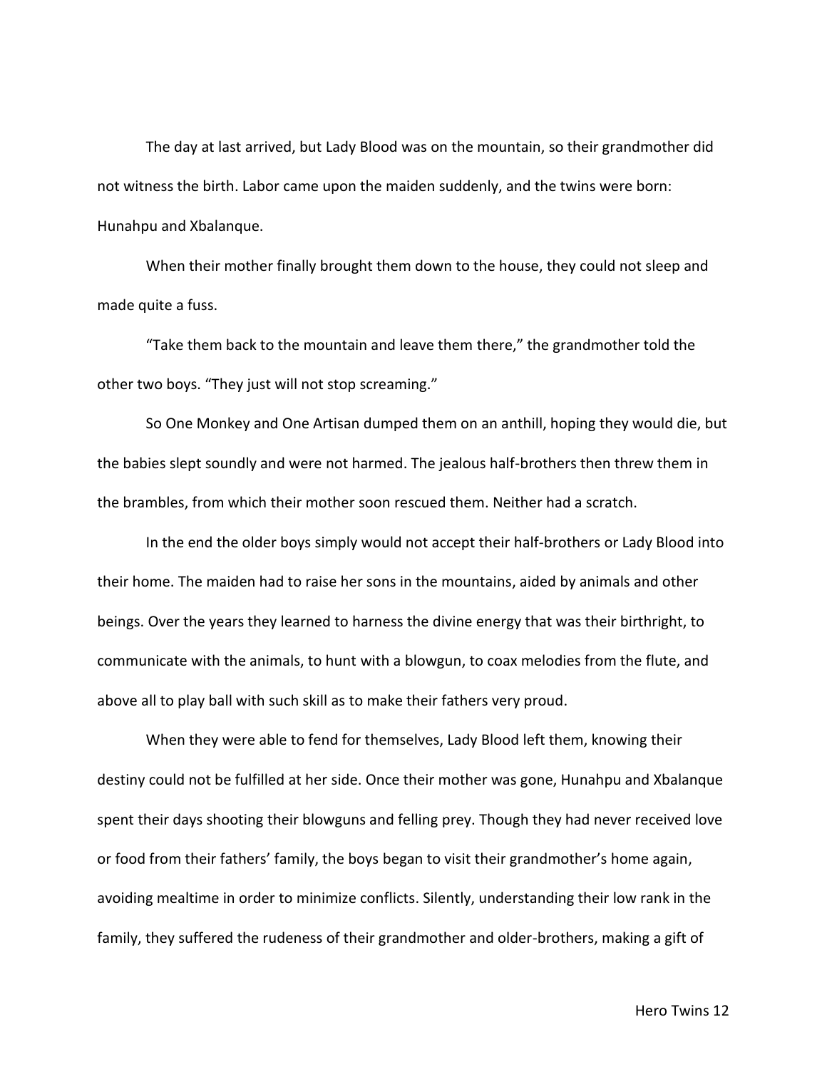The day at last arrived, but Lady Blood was on the mountain, so their grandmother did not witness the birth. Labor came upon the maiden suddenly, and the twins were born: Hunahpu and Xbalanque.

When their mother finally brought them down to the house, they could not sleep and made quite a fuss.

"Take them back to the mountain and leave them there," the grandmother told the other two boys. "They just will not stop screaming."

So One Monkey and One Artisan dumped them on an anthill, hoping they would die, but the babies slept soundly and were not harmed. The jealous half-brothers then threw them in the brambles, from which their mother soon rescued them. Neither had a scratch.

In the end the older boys simply would not accept their half-brothers or Lady Blood into their home. The maiden had to raise her sons in the mountains, aided by animals and other beings. Over the years they learned to harness the divine energy that was their birthright, to communicate with the animals, to hunt with a blowgun, to coax melodies from the flute, and above all to play ball with such skill as to make their fathers very proud.

When they were able to fend for themselves, Lady Blood left them, knowing their destiny could not be fulfilled at her side. Once their mother was gone, Hunahpu and Xbalanque spent their days shooting their blowguns and felling prey. Though they had never received love or food from their fathers' family, the boys began to visit their grandmother's home again, avoiding mealtime in order to minimize conflicts. Silently, understanding their low rank in the family, they suffered the rudeness of their grandmother and older-brothers, making a gift of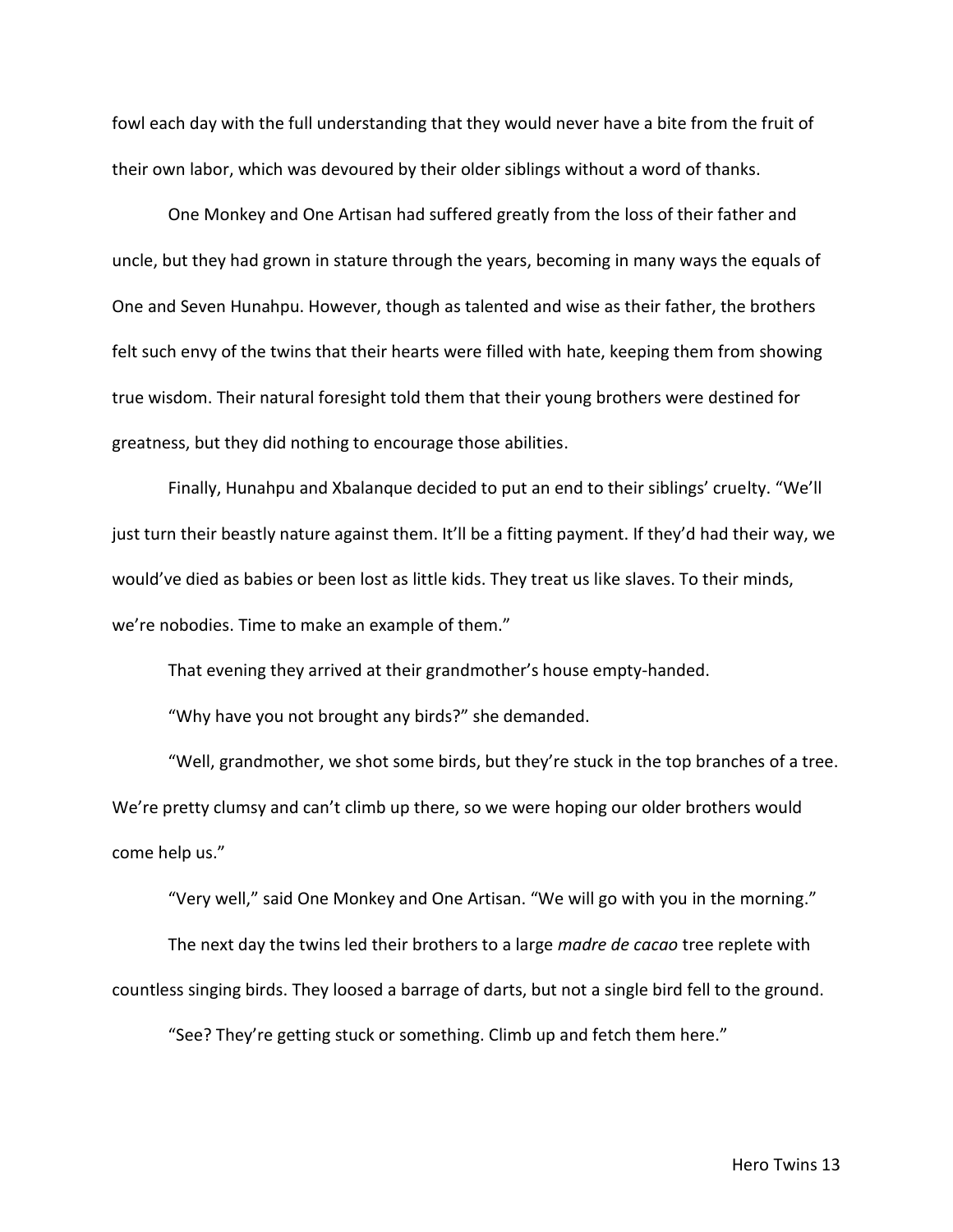fowl each day with the full understanding that they would never have a bite from the fruit of their own labor, which was devoured by their older siblings without a word of thanks.

One Monkey and One Artisan had suffered greatly from the loss of their father and uncle, but they had grown in stature through the years, becoming in many ways the equals of One and Seven Hunahpu. However, though as talented and wise as their father, the brothers felt such envy of the twins that their hearts were filled with hate, keeping them from showing true wisdom. Their natural foresight told them that their young brothers were destined for greatness, but they did nothing to encourage those abilities.

Finally, Hunahpu and Xbalanque decided to put an end to their siblings' cruelty. "We'll just turn their beastly nature against them. It'll be a fitting payment. If they'd had their way, we would've died as babies or been lost as little kids. They treat us like slaves. To their minds, we're nobodies. Time to make an example of them."

That evening they arrived at their grandmother's house empty-handed.

"Why have you not brought any birds?" she demanded.

"Well, grandmother, we shot some birds, but they're stuck in the top branches of a tree. We're pretty clumsy and can't climb up there, so we were hoping our older brothers would come help us."

"Very well," said One Monkey and One Artisan. "We will go with you in the morning."

The next day the twins led their brothers to a large *madre de cacao* tree replete with countless singing birds. They loosed a barrage of darts, but not a single bird fell to the ground.

"See? They're getting stuck or something. Climb up and fetch them here."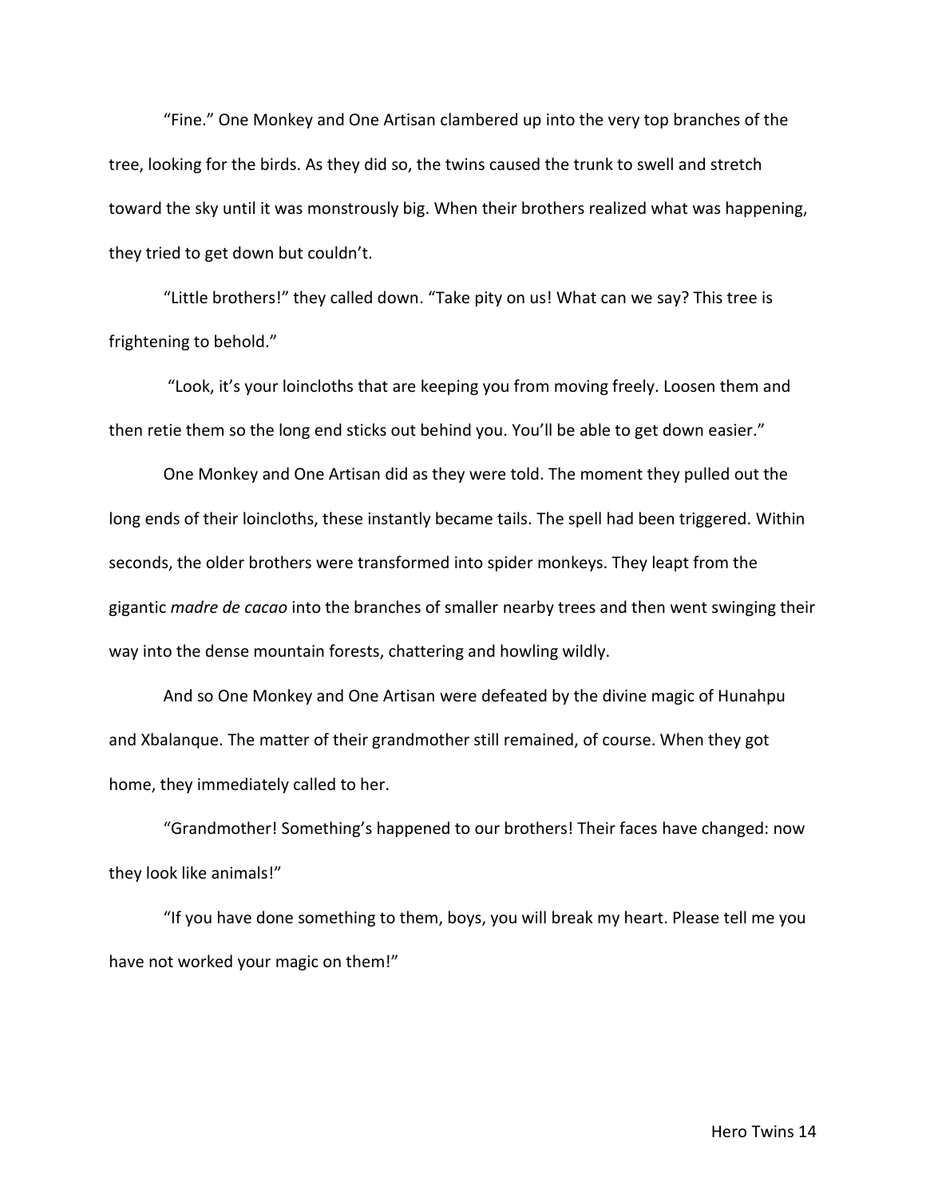"Fine." One Monkey and One Artisan clambered up into the very top branches of the tree, looking for the birds. As they did so, the twins caused the trunk to swell and stretch toward the sky until it was monstrously big. When their brothers realized what was happening, they tried to get down but couldn't.

"Little brothers!" they called down. "Take pity on us! What can we say? This tree is frightening to behold."

"Look, it's your loincloths that are keeping you from moving freely. Loosen them and then retie them so the long end sticks out behind you. You'll be able to get down easier."

One Monkey and One Artisan did as they were told. The moment they pulled out the long ends of their loincloths, these instantly became tails. The spell had been triggered. Within seconds, the older brothers were transformed into spider monkeys. They leapt from the gigantic *madre de cacao* into the branches of smaller nearby trees and then went swinging their way into the dense mountain forests, chattering and howling wildly.

And so One Monkey and One Artisan were defeated by the divine magic of Hunahpu and Xbalanque. The matter of their grandmother still remained, of course. When they got home, they immediately called to her.

"Grandmother! Something's happened to our brothers! Their faces have changed: now they look like animals!"

"If you have done something to them, boys, you will break my heart. Please tell me you have not worked your magic on them!"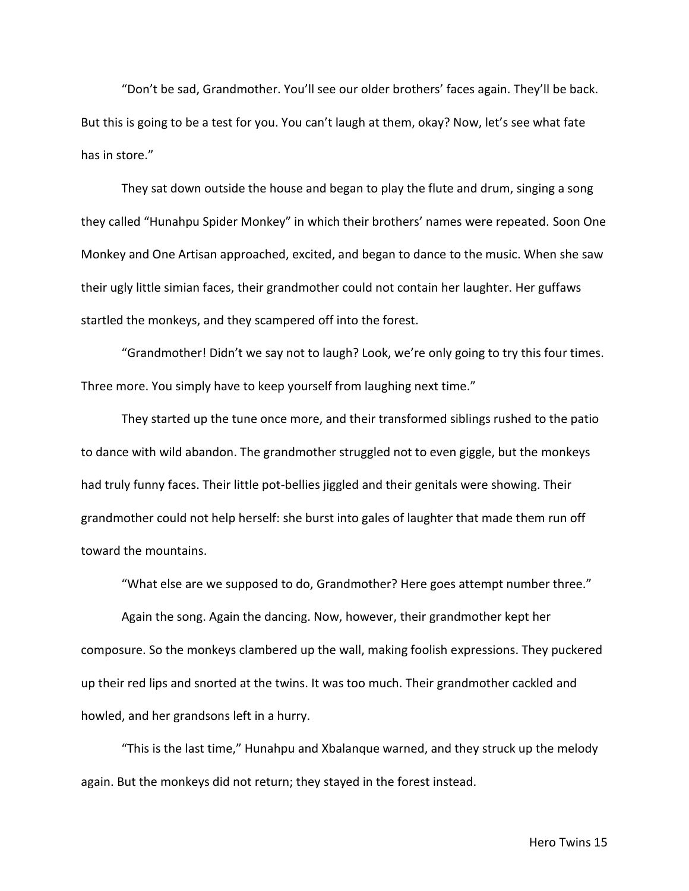"Don't be sad, Grandmother. You'll see our older brothers' faces again. They'll be back. But this is going to be a test for you. You can't laugh at them, okay? Now, let's see what fate has in store."

They sat down outside the house and began to play the flute and drum, singing a song they called "Hunahpu Spider Monkey" in which their brothers' names were repeated. Soon One Monkey and One Artisan approached, excited, and began to dance to the music. When she saw their ugly little simian faces, their grandmother could not contain her laughter. Her guffaws startled the monkeys, and they scampered off into the forest.

"Grandmother! Didn't we say not to laugh? Look, we're only going to try this four times. Three more. You simply have to keep yourself from laughing next time."

They started up the tune once more, and their transformed siblings rushed to the patio to dance with wild abandon. The grandmother struggled not to even giggle, but the monkeys had truly funny faces. Their little pot-bellies jiggled and their genitals were showing. Their grandmother could not help herself: she burst into gales of laughter that made them run off toward the mountains.

"What else are we supposed to do, Grandmother? Here goes attempt number three."

Again the song. Again the dancing. Now, however, their grandmother kept her composure. So the monkeys clambered up the wall, making foolish expressions. They puckered up their red lips and snorted at the twins. It was too much. Their grandmother cackled and howled, and her grandsons left in a hurry.

"This is the last time," Hunahpu and Xbalanque warned, and they struck up the melody again. But the monkeys did not return; they stayed in the forest instead.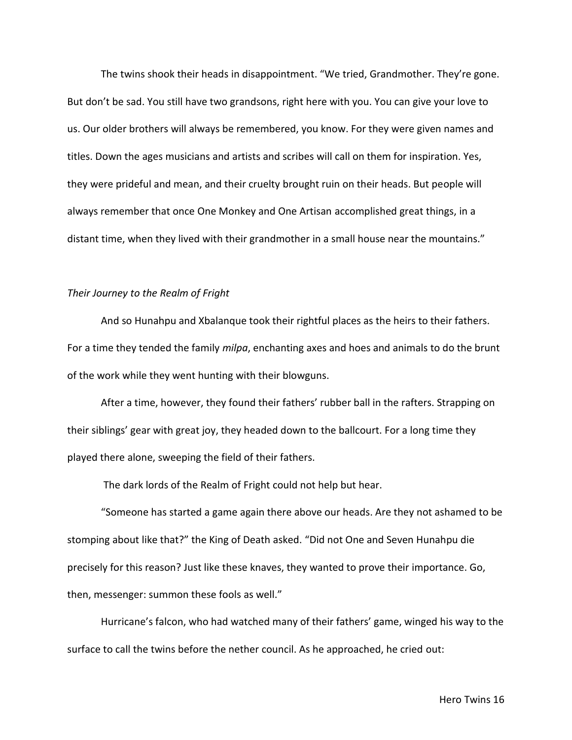The twins shook their heads in disappointment. “We tried, Grandmother. They’re gone. But don’t be sad. You still have two grandsons, right here with you. You can give your love to us. Our older brothers will always be remembered, you know. For they were given names and titles. Down the ages musicians and artists and scribes will call on them for inspiration. Yes, they were prideful and mean, and their cruelty brought ruin on their heads. But people will always remember that once One Monkey and One Artisan accomplished great things, in a distant time, when they lived with their grandmother in a small house near the mountains.”

*Their Journey to the Realm of Fright*

And so Hunahpu and Xbalanque took their rightful places as the heirs to their fathers. For a time they tended the family *milpa*, enchanting axes and hoes and animals to do the brunt of the work while they went hunting with their blowguns.

After a time, however, they found their fathers’ rubber ball in the rafters. Strapping on their siblings’ gear with great joy, they headed down to the ballcourt. For a long time they played there alone, sweeping the field of their fathers.

The dark lords of the Realm of Fright could not help but hear.

“Someone has started a game again there above our heads. Are they not ashamed to be stomping about like that?” the King of Death asked. “Did not One and Seven Hunahpu die precisely for this reason? Just like these knaves, they wanted to prove their importance. Go, then, messenger: summon these fools as well.”

Hurricane’s falcon, who had watched many of their fathers’ game, winged his way to the surface to call the twins before the nether council. As he approached, he cried out: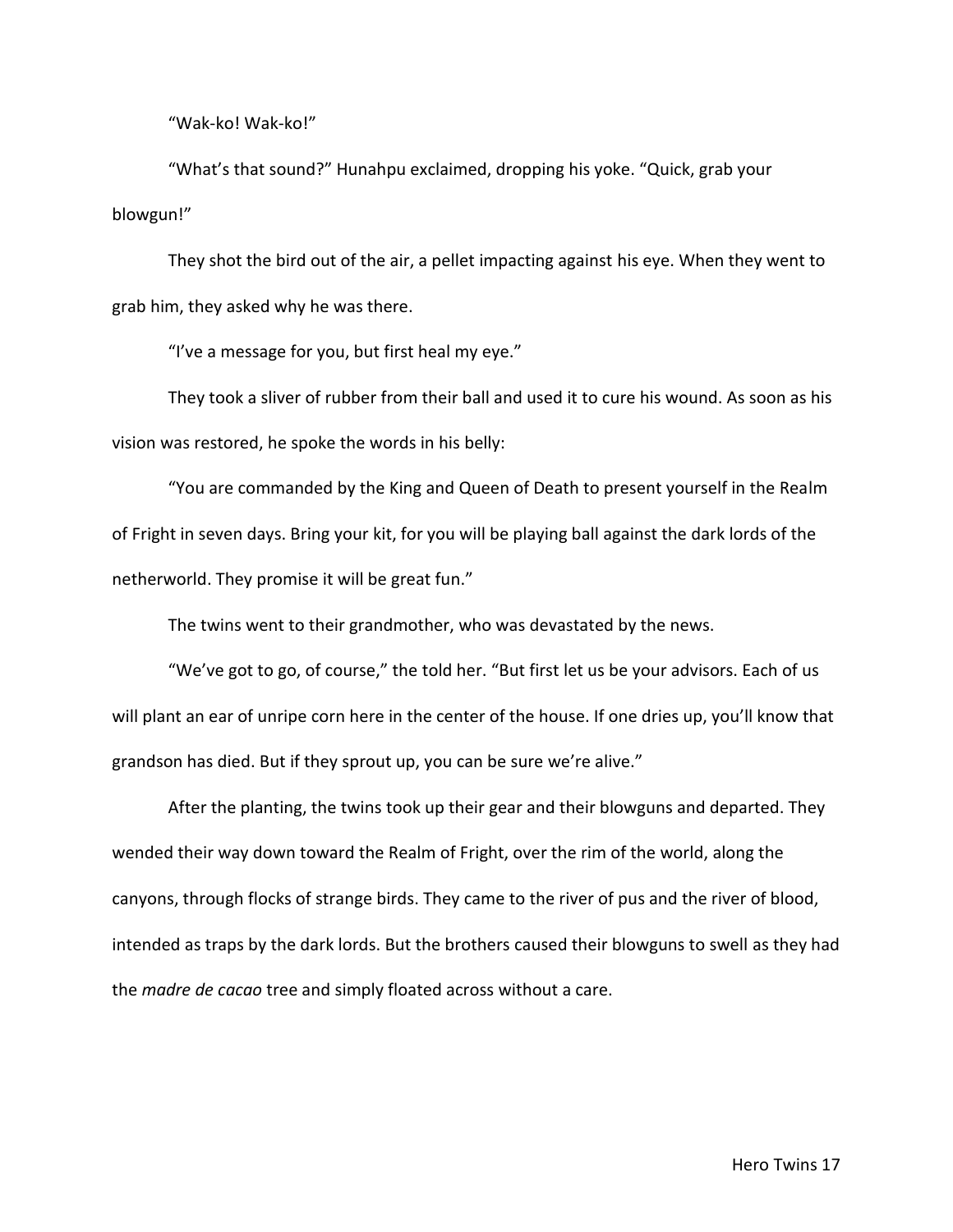"Wak-ko! Wak-ko!"

"What's that sound?" Hunahpu exclaimed, dropping his yoke. "Quick, grab your blowgun!"

They shot the bird out of the air, a pellet impacting against his eye. When they went to grab him, they asked why he was there.

"I've a message for you, but first heal my eye."

They took a sliver of rubber from their ball and used it to cure his wound. As soon as his vision was restored, he spoke the words in his belly:

"You are commanded by the King and Queen of Death to present yourself in the Realm of Fright in seven days. Bring your kit, for you will be playing ball against the dark lords of the netherworld. They promise it will be great fun."

The twins went to their grandmother, who was devastated by the news.

"We've got to go, of course," the told her. "But first let us be your advisors. Each of us will plant an ear of unripe corn here in the center of the house. If one dries up, you'll know that grandson has died. But if they sprout up, you can be sure we're alive."

After the planting, the twins took up their gear and their blowguns and departed. They wended their way down toward the Realm of Fright, over the rim of the world, along the canyons, through flocks of strange birds. They came to the river of pus and the river of blood, intended as traps by the dark lords. But the brothers caused their blowguns to swell as they had the *madre de cacao* tree and simply floated across without a care.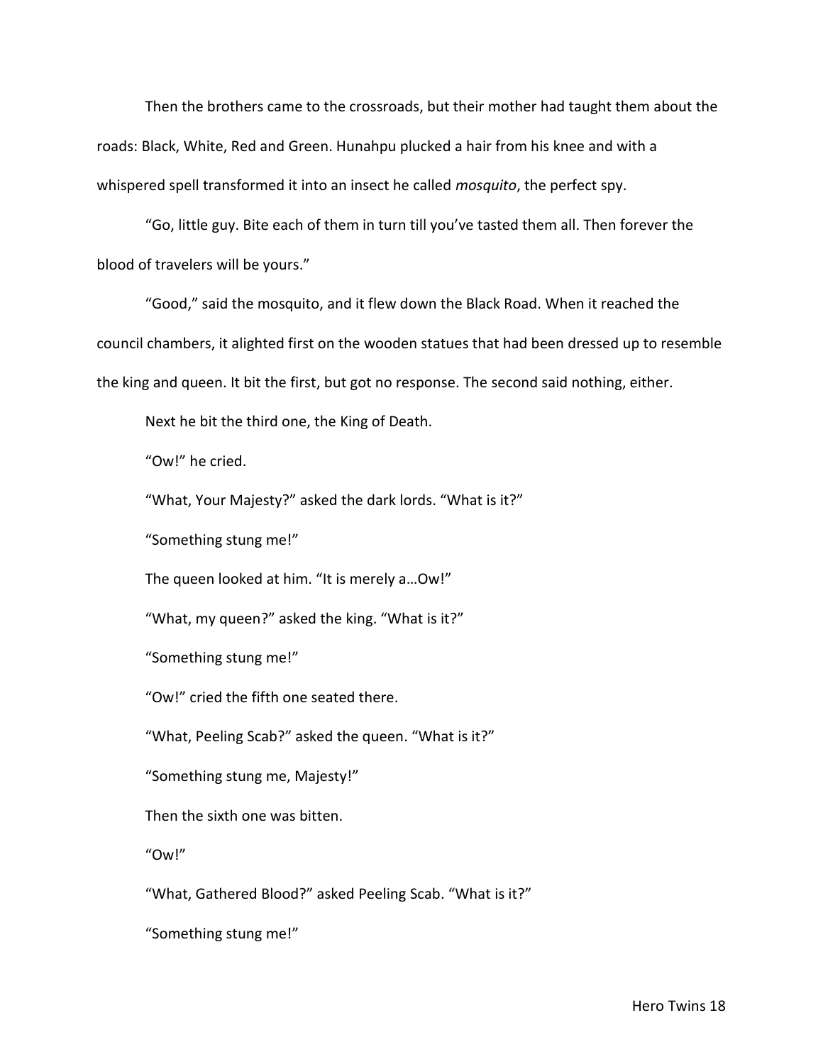Then the brothers came to the crossroads, but their mother had taught them about the roads: Black, White, Red and Green. Hunahpu plucked a hair from his knee and with a whispered spell transformed it into an insect he called *mosquito*, the perfect spy.

"Go, little guy. Bite each of them in turn till you've tasted them all. Then forever the blood of travelers will be yours."

"Good," said the mosquito, and it flew down the Black Road. When it reached the council chambers, it alighted first on the wooden statues that had been dressed up to resemble the king and queen. It bit the first, but got no response. The second said nothing, either.

Next he bit the third one, the King of Death.

"Ow!" he cried.

"What, Your Majesty?" asked the dark lords. "What is it?"

"Something stung me!"

The queen looked at him. "It is merely a…Ow!"

"What, my queen?" asked the king. "What is it?"

"Something stung me!"

"Ow!" cried the fifth one seated there.

"What, Peeling Scab?" asked the queen. "What is it?"

"Something stung me, Majesty!"

Then the sixth one was bitten.

"Ow!"

"What, Gathered Blood?" asked Peeling Scab. "What is it?"

"Something stung me!"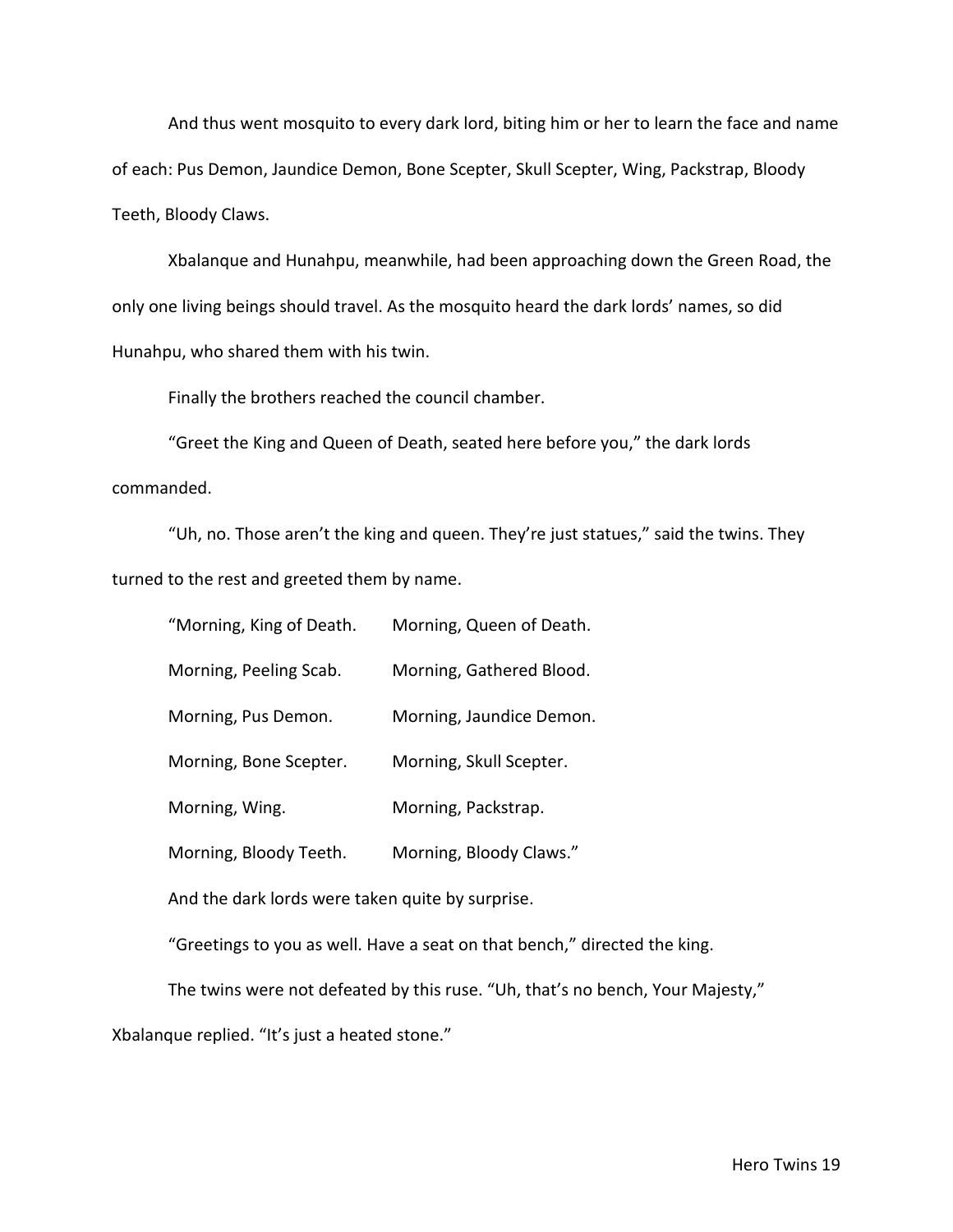And thus went mosquito to every dark lord, biting him or her to learn the face and name of each: Pus Demon, Jaundice Demon, Bone Scepter, Skull Scepter, Wing, Packstrap, Bloody Teeth, Bloody Claws.

Xbalanque and Hunahpu, meanwhile, had been approaching down the Green Road, the only one living beings should travel. As the mosquito heard the dark lords' names, so did Hunahpu, who shared them with his twin.

Finally the brothers reached the council chamber.

"Greet the King and Queen of Death, seated here before you," the dark lords commanded.

"Uh, no. Those aren't the king and queen. They're just statues," said the twins. They turned to the rest and greeted them by name.

"Morning, King of Death. Morning, Queen of Death.

Morning, Peeling Scab. Morning, Gathered Blood.

Morning, Pus Demon. Morning, Jaundice Demon.

Morning, Bone Scepter. Morning, Skull Scepter.

Morning, Wing. Morning, Packstrap.

Morning, Bloody Teeth. Morning, Bloody Claws."

And the dark lords were taken quite by surprise.

"Greetings to you as well. Have a seat on that bench," directed the king.

The twins were not defeated by this ruse. "Uh, that's no bench, Your Majesty," Xbalanque replied. "It's just a heated stone."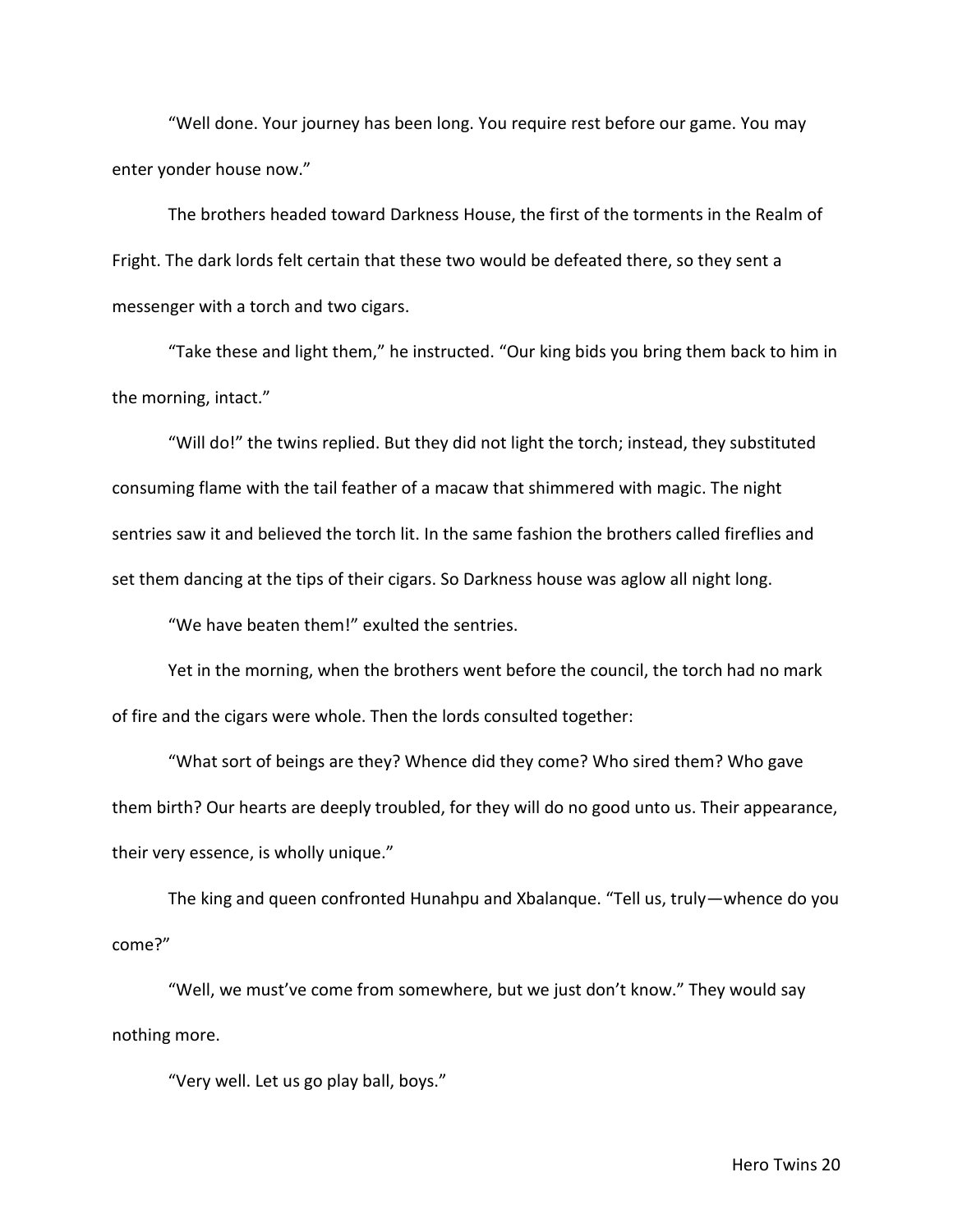"Well done. Your journey has been long. You require rest before our game. You may enter yonder house now."

The brothers headed toward Darkness House, the first of the torments in the Realm of Fright. The dark lords felt certain that these two would be defeated there, so they sent a messenger with a torch and two cigars.

"Take these and light them," he instructed. "Our king bids you bring them back to him in the morning, intact."

"Will do!" the twins replied. But they did not light the torch; instead, they substituted consuming flame with the tail feather of a macaw that shimmered with magic. The night sentries saw it and believed the torch lit. In the same fashion the brothers called fireflies and set them dancing at the tips of their cigars. So Darkness house was aglow all night long.

"We have beaten them!" exulted the sentries.

Yet in the morning, when the brothers went before the council, the torch had no mark of fire and the cigars were whole. Then the lords consulted together:

"What sort of beings are they? Whence did they come? Who sired them? Who gave them birth? Our hearts are deeply troubled, for they will do no good unto us. Their appearance, their very essence, is wholly unique."

The king and queen confronted Hunahpu and Xbalanque. "Tell us, truly—whence do you come?"

"Well, we must've come from somewhere, but we just don't know." They would say nothing more.

"Very well. Let us go play ball, boys."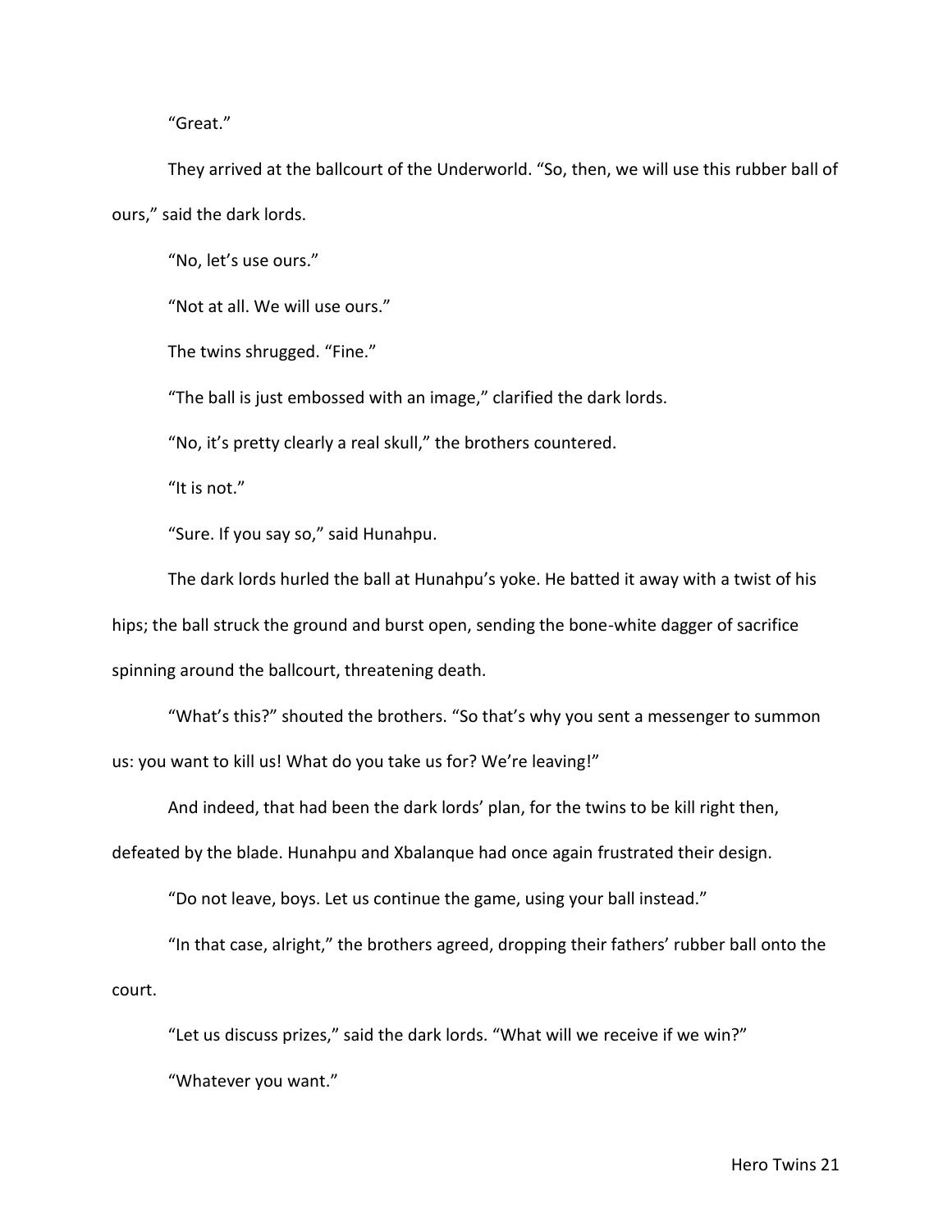"Great."

They arrived at the ballcourt of the Underworld. "So, then, we will use this rubber ball of ours," said the dark lords.

"No, let's use ours."

"Not at all. We will use ours."

The twins shrugged. "Fine."

"The ball is just embossed with an image," clarified the dark lords.

"No, it's pretty clearly a real skull," the brothers countered.

"It is not."

"Sure. If you say so," said Hunahpu.

The dark lords hurled the ball at Hunahpu's yoke. He batted it away with a twist of his hips; the ball struck the ground and burst open, sending the bone-white dagger of sacrifice spinning around the ballcourt, threatening death.

"What's this?" shouted the brothers. "So that's why you sent a messenger to summon us: you want to kill us! What do you take us for? We're leaving!"

And indeed, that had been the dark lords' plan, for the twins to be kill right then, defeated by the blade. Hunahpu and Xbalanque had once again frustrated their design.

"Do not leave, boys. Let us continue the game, using your ball instead."

"In that case, alright," the brothers agreed, dropping their fathers' rubber ball onto the court.

"Let us discuss prizes," said the dark lords. "What will we receive if we win?"

"Whatever you want."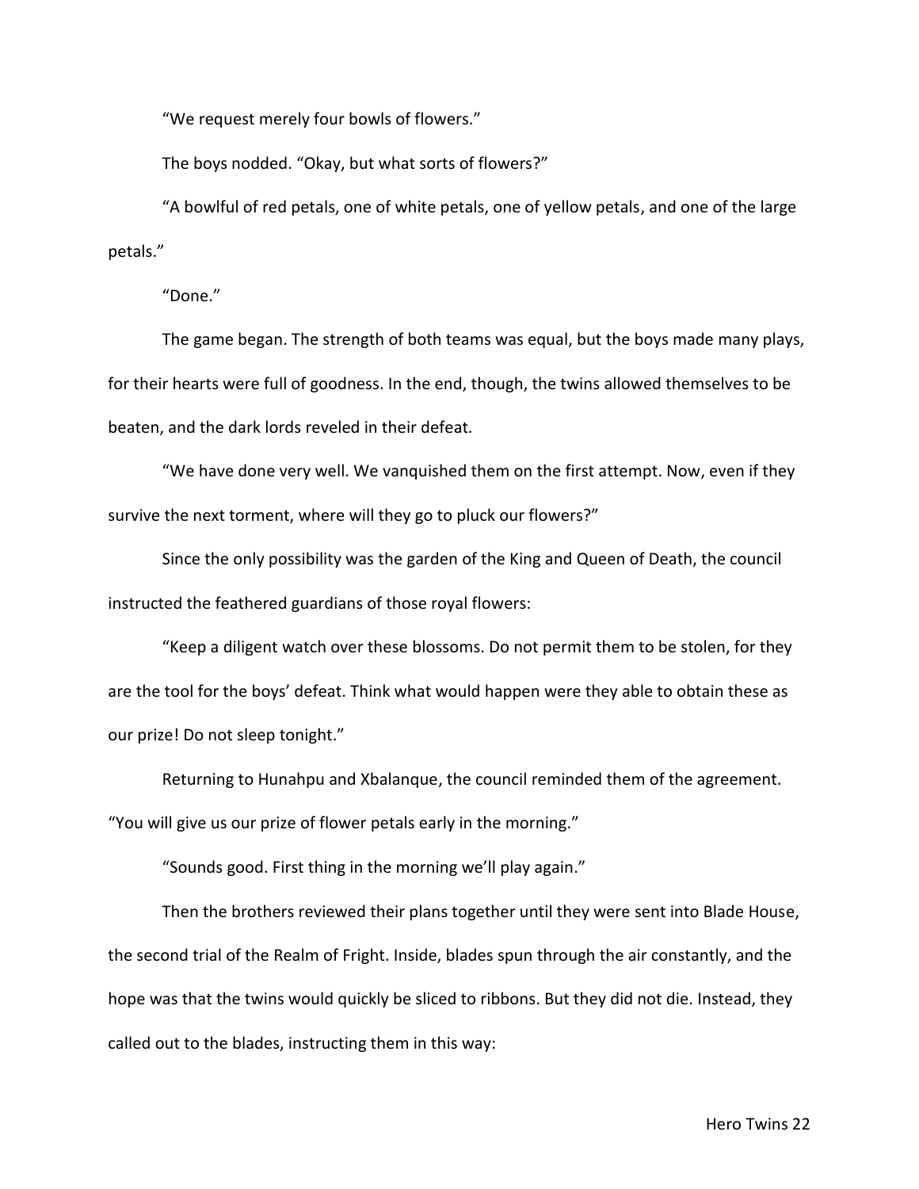“We request merely four bowls of flowers.”

The boys nodded. “Okay, but what sorts of flowers?”

“A bowlful of red petals, one of white petals, one of yellow petals, and one of the large petals.”

“Done.”

The game began. The strength of both teams was equal, but the boys made many plays, for their hearts were full of goodness. In the end, though, the twins allowed themselves to be beaten, and the dark lords reveled in their defeat.

“We have done very well. We vanquished them on the first attempt. Now, even if they survive the next torment, where will they go to pluck our flowers?”

Since the only possibility was the garden of the King and Queen of Death, the council instructed the feathered guardians of those royal flowers:

“Keep a diligent watch over these blossoms. Do not permit them to be stolen, for they are the tool for the boys’ defeat. Think what would happen were they able to obtain these as our prize! Do not sleep tonight.”

Returning to Hunahpu and Xbalanque, the council reminded them of the agreement. “You will give us our prize of flower petals early in the morning.”

“Sounds good. First thing in the morning we’ll play again.”

Then the brothers reviewed their plans together until they were sent into Blade House, the second trial of the Realm of Fright. Inside, blades spun through the air constantly, and the hope was that the twins would quickly be sliced to ribbons. But they did not die. Instead, they called out to the blades, instructing them in this way: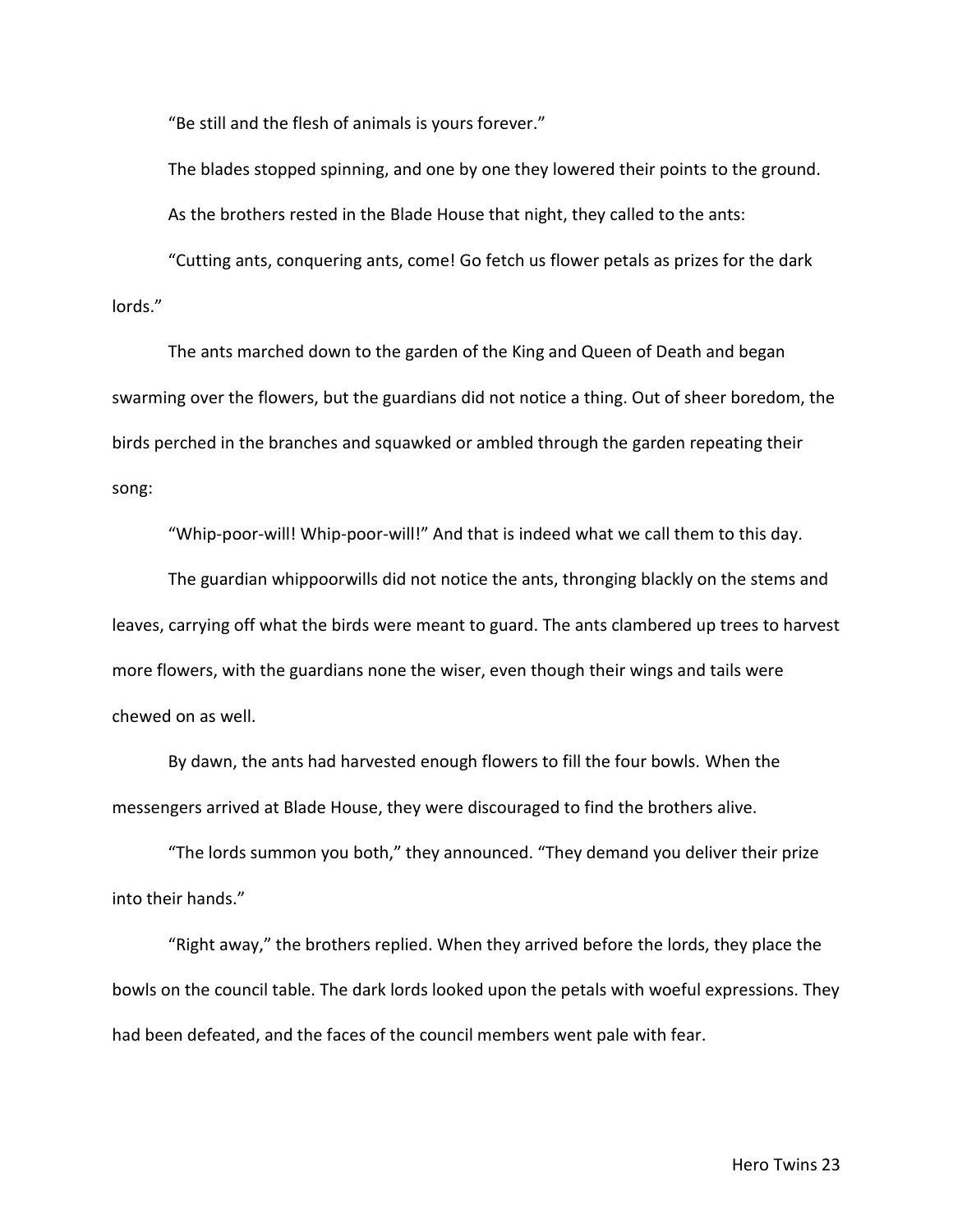"Be still and the flesh of animals is yours forever."

The blades stopped spinning, and one by one they lowered their points to the ground.

As the brothers rested in the Blade House that night, they called to the ants:

"Cutting ants, conquering ants, come! Go fetch us flower petals as prizes for the dark lords."

The ants marched down to the garden of the King and Queen of Death and began swarming over the flowers, but the guardians did not notice a thing. Out of sheer boredom, the birds perched in the branches and squawked or ambled through the garden repeating their song:

"Whip-poor-will! Whip-poor-will!" And that is indeed what we call them to this day.

The guardian whippoorwills did not notice the ants, thronging blackly on the stems and leaves, carrying off what the birds were meant to guard. The ants clambered up trees to harvest more flowers, with the guardians none the wiser, even though their wings and tails were chewed on as well.

By dawn, the ants had harvested enough flowers to fill the four bowls. When the messengers arrived at Blade House, they were discouraged to find the brothers alive.

"The lords summon you both," they announced. "They demand you deliver their prize into their hands."

"Right away," the brothers replied. When they arrived before the lords, they place the bowls on the council table. The dark lords looked upon the petals with woeful expressions. They had been defeated, and the faces of the council members went pale with fear.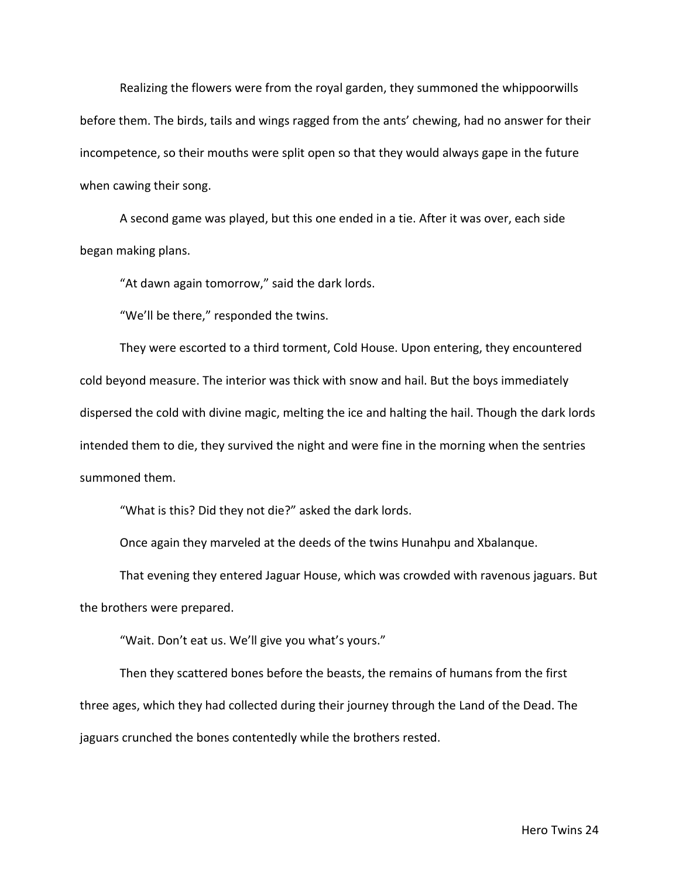Realizing the flowers were from the royal garden, they summoned the whippoorwills before them. The birds, tails and wings ragged from the ants' chewing, had no answer for their incompetence, so their mouths were split open so that they would always gape in the future when cawing their song.

A second game was played, but this one ended in a tie. After it was over, each side began making plans.

"At dawn again tomorrow," said the dark lords.

"We'll be there," responded the twins.

They were escorted to a third torment, Cold House. Upon entering, they encountered cold beyond measure. The interior was thick with snow and hail. But the boys immediately dispersed the cold with divine magic, melting the ice and halting the hail. Though the dark lords intended them to die, they survived the night and were fine in the morning when the sentries summoned them.

"What is this? Did they not die?" asked the dark lords.

Once again they marveled at the deeds of the twins Hunahpu and Xbalanque.

That evening they entered Jaguar House, which was crowded with ravenous jaguars. But the brothers were prepared.

"Wait. Don't eat us. We'll give you what's yours."

Then they scattered bones before the beasts, the remains of humans from the first three ages, which they had collected during their journey through the Land of the Dead. The jaguars crunched the bones contentedly while the brothers rested.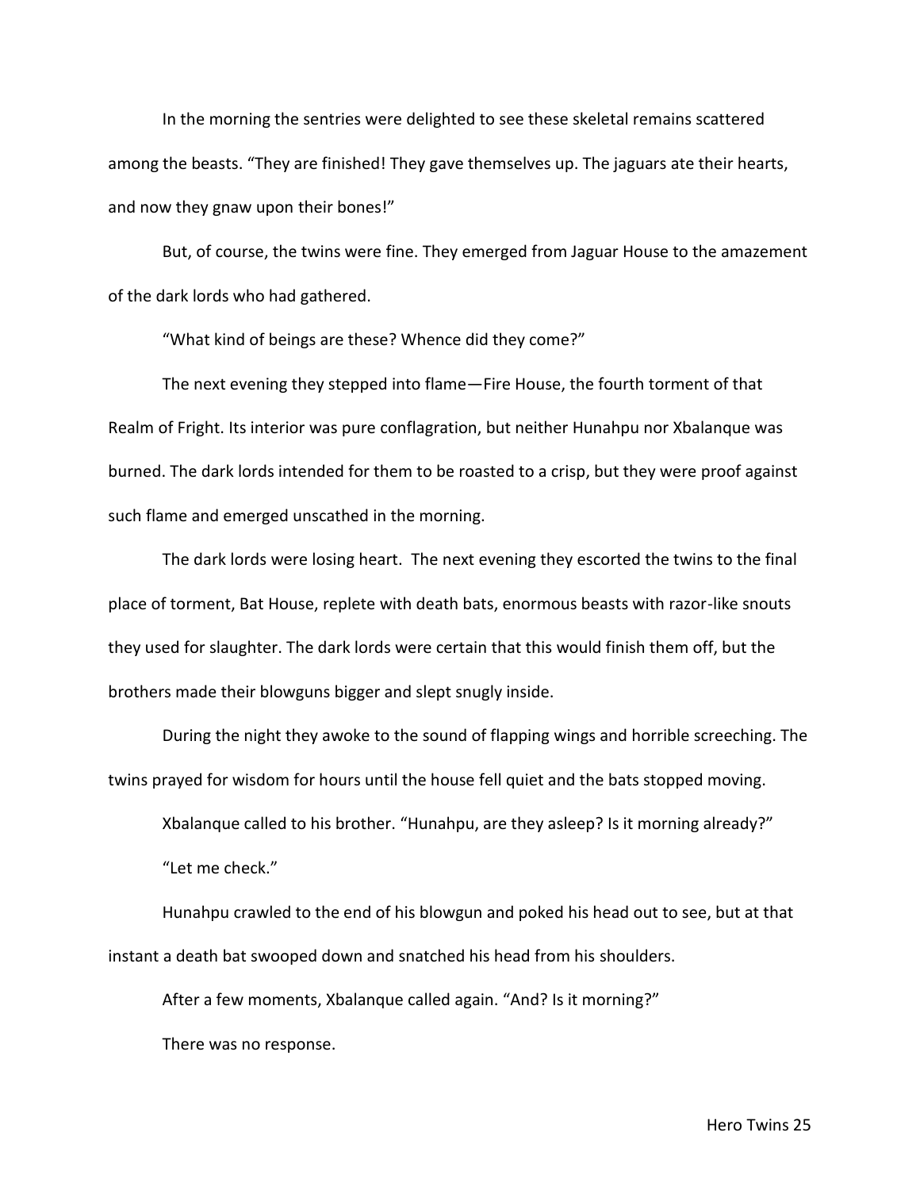In the morning the sentries were delighted to see these skeletal remains scattered among the beasts. "They are finished! They gave themselves up. The jaguars ate their hearts, and now they gnaw upon their bones!"

But, of course, the twins were fine. They emerged from Jaguar House to the amazement of the dark lords who had gathered.

"What kind of beings are these? Whence did they come?"

The next evening they stepped into flame—Fire House, the fourth torment of that Realm of Fright. Its interior was pure conflagration, but neither Hunahpu nor Xbalanque was burned. The dark lords intended for them to be roasted to a crisp, but they were proof against such flame and emerged unscathed in the morning.

The dark lords were losing heart. The next evening they escorted the twins to the final place of torment, Bat House, replete with death bats, enormous beasts with razor-like snouts they used for slaughter. The dark lords were certain that this would finish them off, but the brothers made their blowguns bigger and slept snugly inside.

During the night they awoke to the sound of flapping wings and horrible screeching. The twins prayed for wisdom for hours until the house fell quiet and the bats stopped moving.

Xbalanque called to his brother. "Hunahpu, are they asleep? Is it morning already?"

"Let me check."

Hunahpu crawled to the end of his blowgun and poked his head out to see, but at that instant a death bat swooped down and snatched his head from his shoulders.

After a few moments, Xbalanque called again. "And? Is it morning?"

There was no response.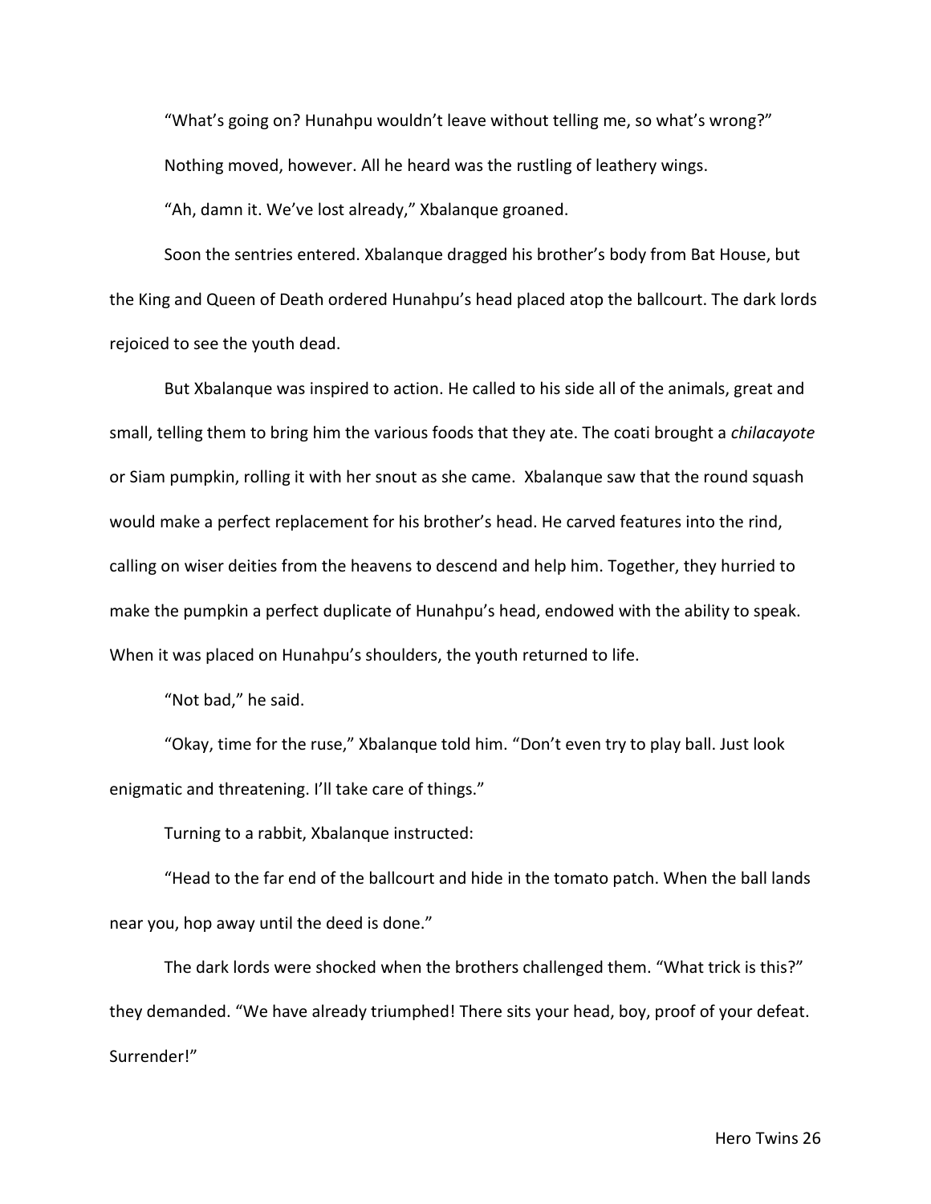"What's going on? Hunahpu wouldn't leave without telling me, so what's wrong?"

Nothing moved, however. All he heard was the rustling of leathery wings.

"Ah, damn it. We've lost already," Xbalanque groaned.

Soon the sentries entered. Xbalanque dragged his brother's body from Bat House, but the King and Queen of Death ordered Hunahpu's head placed atop the ballcourt. The dark lords rejoiced to see the youth dead.

But Xbalanque was inspired to action. He called to his side all of the animals, great and small, telling them to bring him the various foods that they ate. The coati brought a *chilacayote* or Siam pumpkin, rolling it with her snout as she came. Xbalanque saw that the round squash would make a perfect replacement for his brother's head. He carved features into the rind, calling on wiser deities from the heavens to descend and help him. Together, they hurried to make the pumpkin a perfect duplicate of Hunahpu's head, endowed with the ability to speak. When it was placed on Hunahpu's shoulders, the youth returned to life.

"Not bad," he said.

"Okay, time for the ruse," Xbalanque told him. "Don't even try to play ball. Just look enigmatic and threatening. I'll take care of things."

Turning to a rabbit, Xbalanque instructed:

"Head to the far end of the ballcourt and hide in the tomato patch. When the ball lands near you, hop away until the deed is done."

The dark lords were shocked when the brothers challenged them. "What trick is this?" they demanded. "We have already triumphed! There sits your head, boy, proof of your defeat. Surrender!"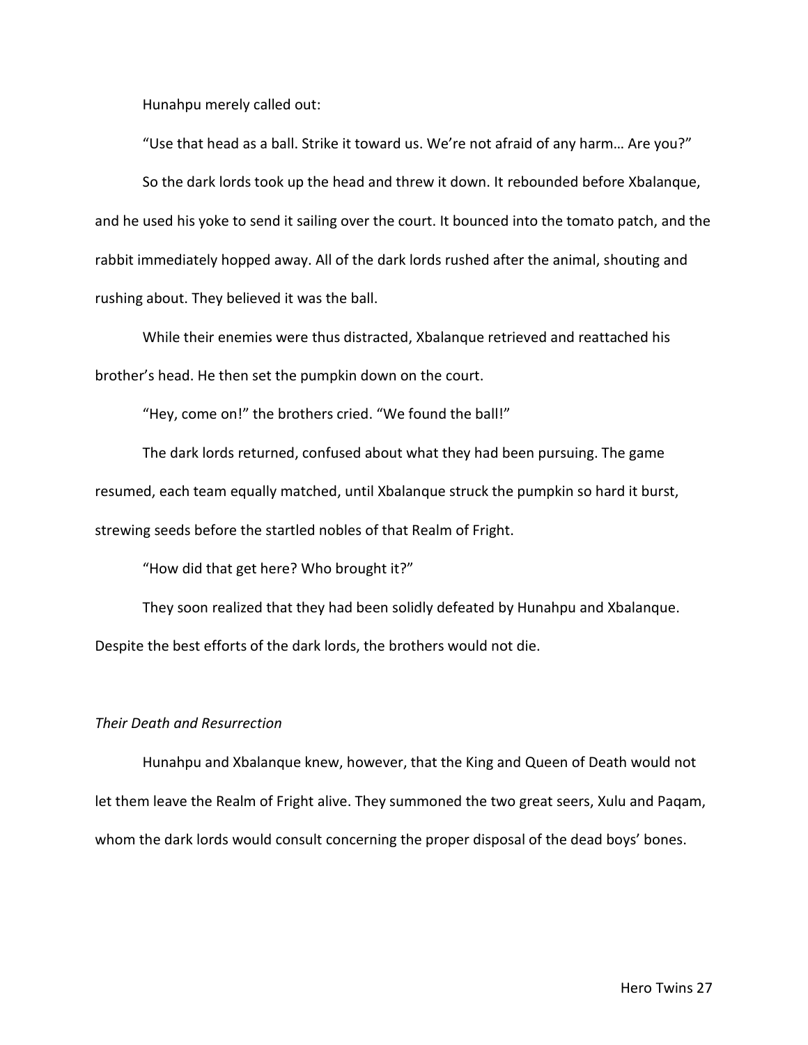Hunahpu merely called out:

“Use that head as a ball. Strike it toward us. We’re not afraid of any harm… Are you?”

So the dark lords took up the head and threw it down. It rebounded before Xbalanque, and he used his yoke to send it sailing over the court. It bounced into the tomato patch, and the rabbit immediately hopped away. All of the dark lords rushed after the animal, shouting and rushing about. They believed it was the ball.

While their enemies were thus distracted, Xbalanque retrieved and reattached his brother’s head. He then set the pumpkin down on the court.

“Hey, come on!” the brothers cried. “We found the ball!”

The dark lords returned, confused about what they had been pursuing. The game resumed, each team equally matched, until Xbalanque struck the pumpkin so hard it burst, strewing seeds before the startled nobles of that Realm of Fright.

“How did that get here? Who brought it?”

They soon realized that they had been solidly defeated by Hunahpu and Xbalanque. Despite the best efforts of the dark lords, the brothers would not die.

### *Their Death and Resurrection*

Hunahpu and Xbalanque knew, however, that the King and Queen of Death would not let them leave the Realm of Fright alive. They summoned the two great seers, Xulu and Paqam, whom the dark lords would consult concerning the proper disposal of the dead boys’ bones.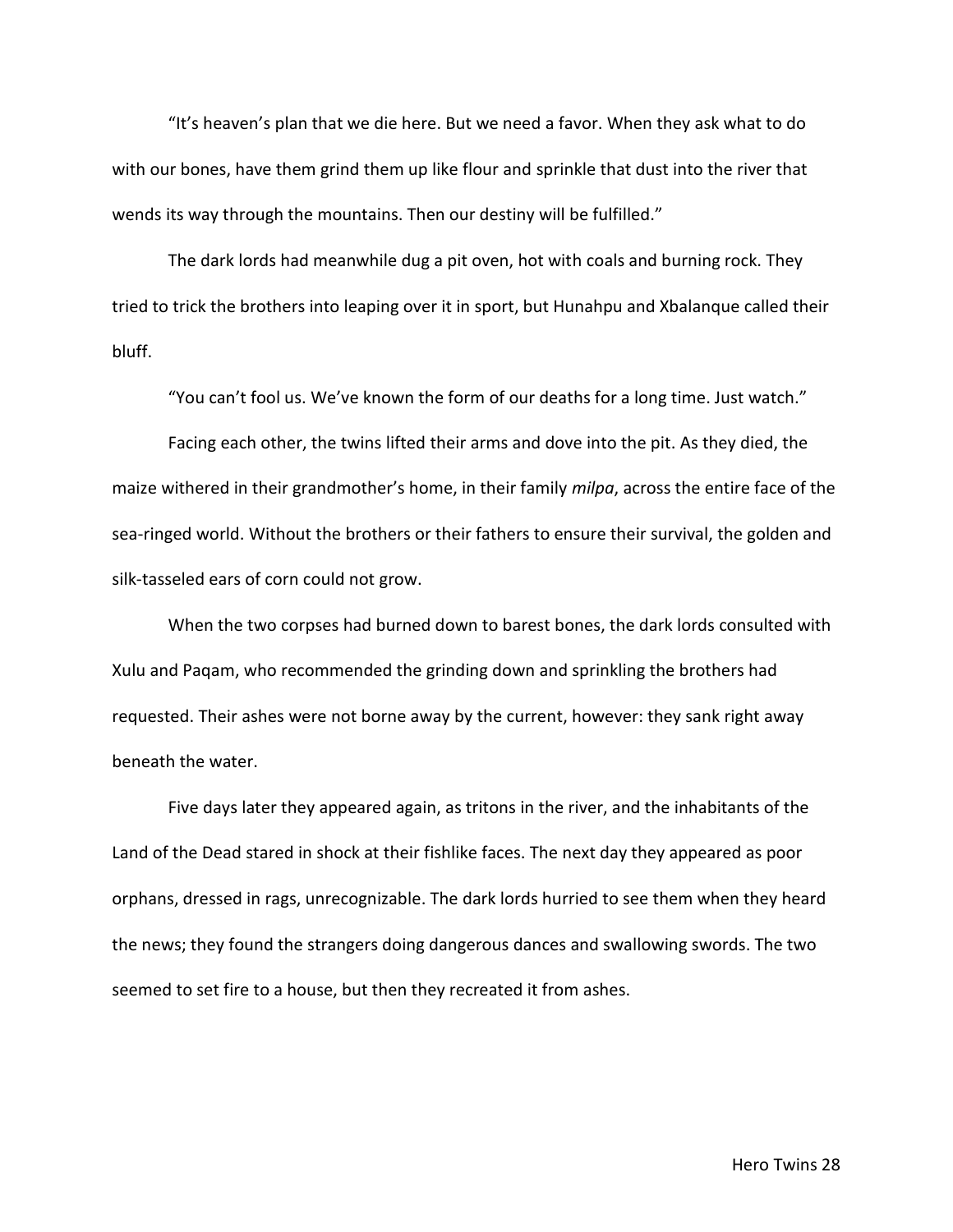"It's heaven's plan that we die here. But we need a favor. When they ask what to do with our bones, have them grind them up like flour and sprinkle that dust into the river that wends its way through the mountains. Then our destiny will be fulfilled."

The dark lords had meanwhile dug a pit oven, hot with coals and burning rock. They tried to trick the brothers into leaping over it in sport, but Hunahpu and Xbalanque called their bluff.

"You can't fool us. We've known the form of our deaths for a long time. Just watch."

Facing each other, the twins lifted their arms and dove into the pit. As they died, the maize withered in their grandmother's home, in their family *milpa*, across the entire face of the sea-ringed world. Without the brothers or their fathers to ensure their survival, the golden and silk-tasseled ears of corn could not grow.

When the two corpses had burned down to barest bones, the dark lords consulted with Xulu and Paqam, who recommended the grinding down and sprinkling the brothers had requested. Their ashes were not borne away by the current, however: they sank right away beneath the water.

Five days later they appeared again, as tritons in the river, and the inhabitants of the Land of the Dead stared in shock at their fishlike faces. The next day they appeared as poor orphans, dressed in rags, unrecognizable. The dark lords hurried to see them when they heard the news; they found the strangers doing dangerous dances and swallowing swords. The two seemed to set fire to a house, but then they recreated it from ashes.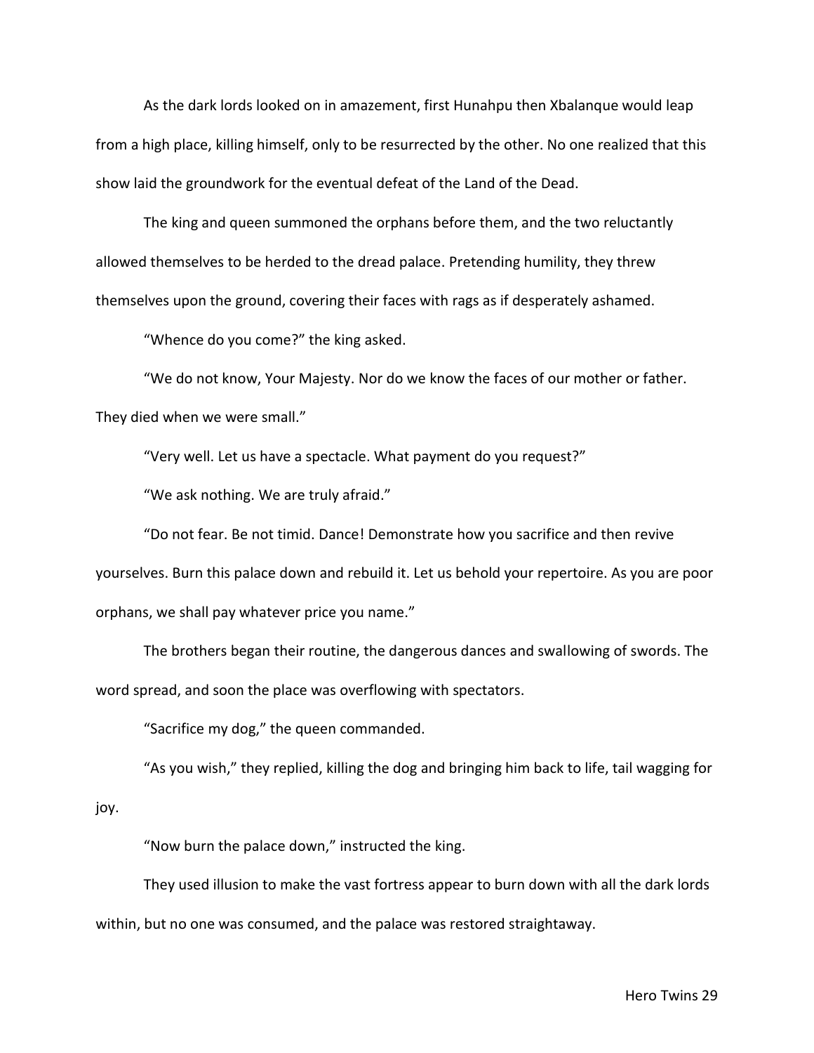As the dark lords looked on in amazement, first Hunahpu then Xbalanque would leap from a high place, killing himself, only to be resurrected by the other. No one realized that this show laid the groundwork for the eventual defeat of the Land of the Dead.

The king and queen summoned the orphans before them, and the two reluctantly allowed themselves to be herded to the dread palace. Pretending humility, they threw themselves upon the ground, covering their faces with rags as if desperately ashamed.

"Whence do you come?" the king asked.

"We do not know, Your Majesty. Nor do we know the faces of our mother or father. They died when we were small."

"Very well. Let us have a spectacle. What payment do you request?"

"We ask nothing. We are truly afraid."

"Do not fear. Be not timid. Dance! Demonstrate how you sacrifice and then revive yourselves. Burn this palace down and rebuild it. Let us behold your repertoire. As you are poor orphans, we shall pay whatever price you name."

The brothers began their routine, the dangerous dances and swallowing of swords. The word spread, and soon the place was overflowing with spectators.

"Sacrifice my dog," the queen commanded.

"As you wish," they replied, killing the dog and bringing him back to life, tail wagging for joy.

"Now burn the palace down," instructed the king.

They used illusion to make the vast fortress appear to burn down with all the dark lords within, but no one was consumed, and the palace was restored straightaway.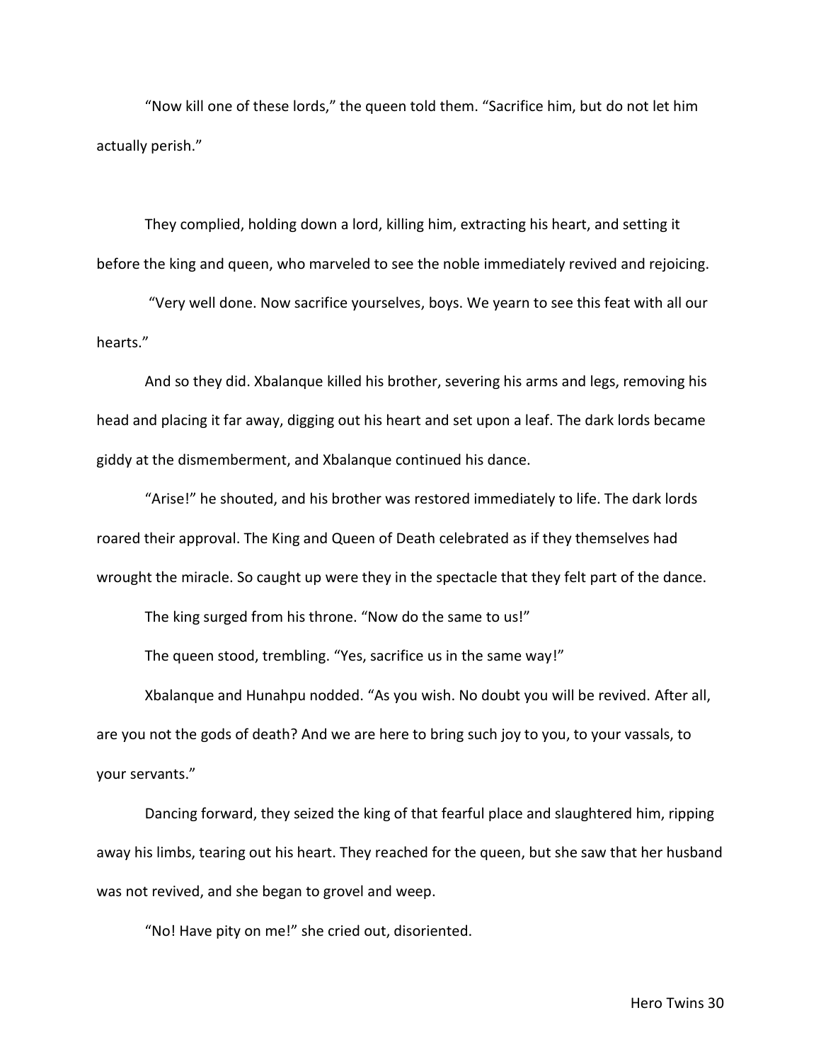"Now kill one of these lords," the queen told them. "Sacrifice him, but do not let him actually perish."

They complied, holding down a lord, killing him, extracting his heart, and setting it before the king and queen, who marveled to see the noble immediately revived and rejoicing.

"Very well done. Now sacrifice yourselves, boys. We yearn to see this feat with all our hearts."

And so they did. Xbalanque killed his brother, severing his arms and legs, removing his head and placing it far away, digging out his heart and set upon a leaf. The dark lords became giddy at the dismemberment, and Xbalanque continued his dance.

"Arise!" he shouted, and his brother was restored immediately to life. The dark lords roared their approval. The King and Queen of Death celebrated as if they themselves had wrought the miracle. So caught up were they in the spectacle that they felt part of the dance.

The king surged from his throne. "Now do the same to us!"

The queen stood, trembling. "Yes, sacrifice us in the same way!"

Xbalanque and Hunahpu nodded. "As you wish. No doubt you will be revived. After all, are you not the gods of death? And we are here to bring such joy to you, to your vassals, to your servants."

Dancing forward, they seized the king of that fearful place and slaughtered him, ripping away his limbs, tearing out his heart. They reached for the queen, but she saw that her husband was not revived, and she began to grovel and weep.

"No! Have pity on me!" she cried out, disoriented.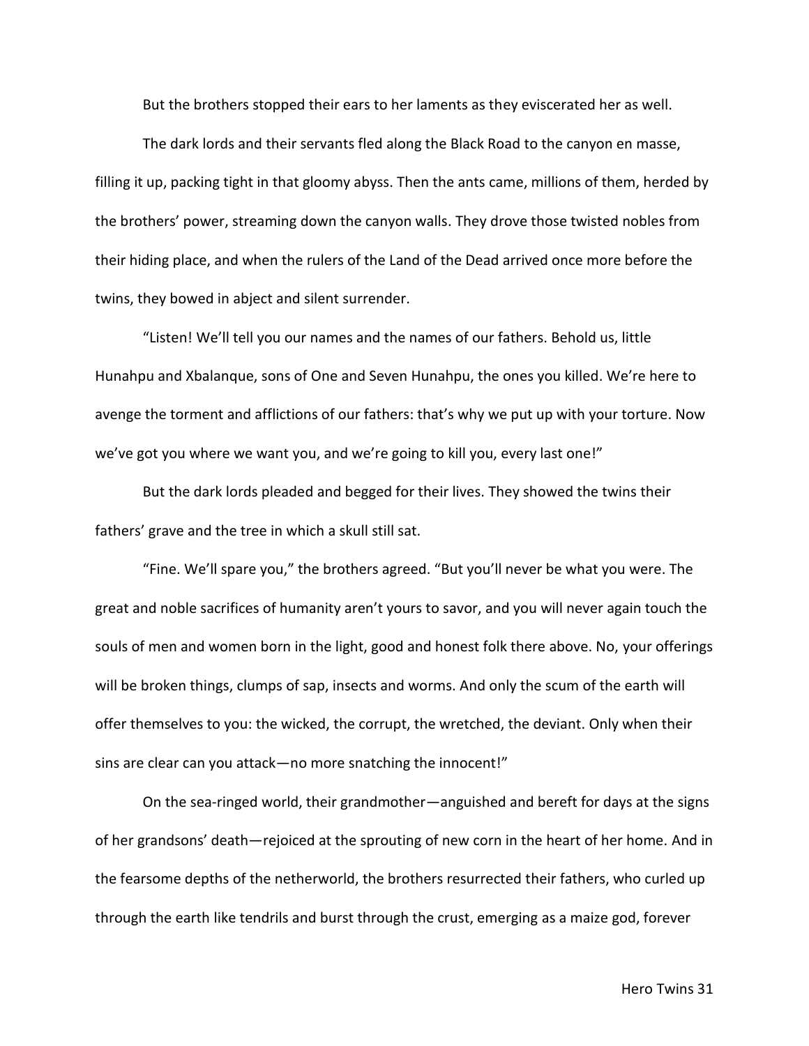But the brothers stopped their ears to her laments as they eviscerated her as well.

The dark lords and their servants fled along the Black Road to the canyon en masse, filling it up, packing tight in that gloomy abyss. Then the ants came, millions of them, herded by the brothers' power, streaming down the canyon walls. They drove those twisted nobles from their hiding place, and when the rulers of the Land of the Dead arrived once more before the twins, they bowed in abject and silent surrender.

"Listen! We'll tell you our names and the names of our fathers. Behold us, little Hunahpu and Xbalanque, sons of One and Seven Hunahpu, the ones you killed. We're here to avenge the torment and afflictions of our fathers: that's why we put up with your torture. Now we've got you where we want you, and we're going to kill you, every last one!"

But the dark lords pleaded and begged for their lives. They showed the twins their fathers' grave and the tree in which a skull still sat.

"Fine. We'll spare you," the brothers agreed. "But you'll never be what you were. The great and noble sacrifices of humanity aren't yours to savor, and you will never again touch the souls of men and women born in the light, good and honest folk there above. No, your offerings will be broken things, clumps of sap, insects and worms. And only the scum of the earth will offer themselves to you: the wicked, the corrupt, the wretched, the deviant. Only when their sins are clear can you attack—no more snatching the innocent!"

On the sea-ringed world, their grandmother—anguished and bereft for days at the signs of her grandsons' death—rejoiced at the sprouting of new corn in the heart of her home. And in the fearsome depths of the netherworld, the brothers resurrected their fathers, who curled up through the earth like tendrils and burst through the crust, emerging as a maize god, forever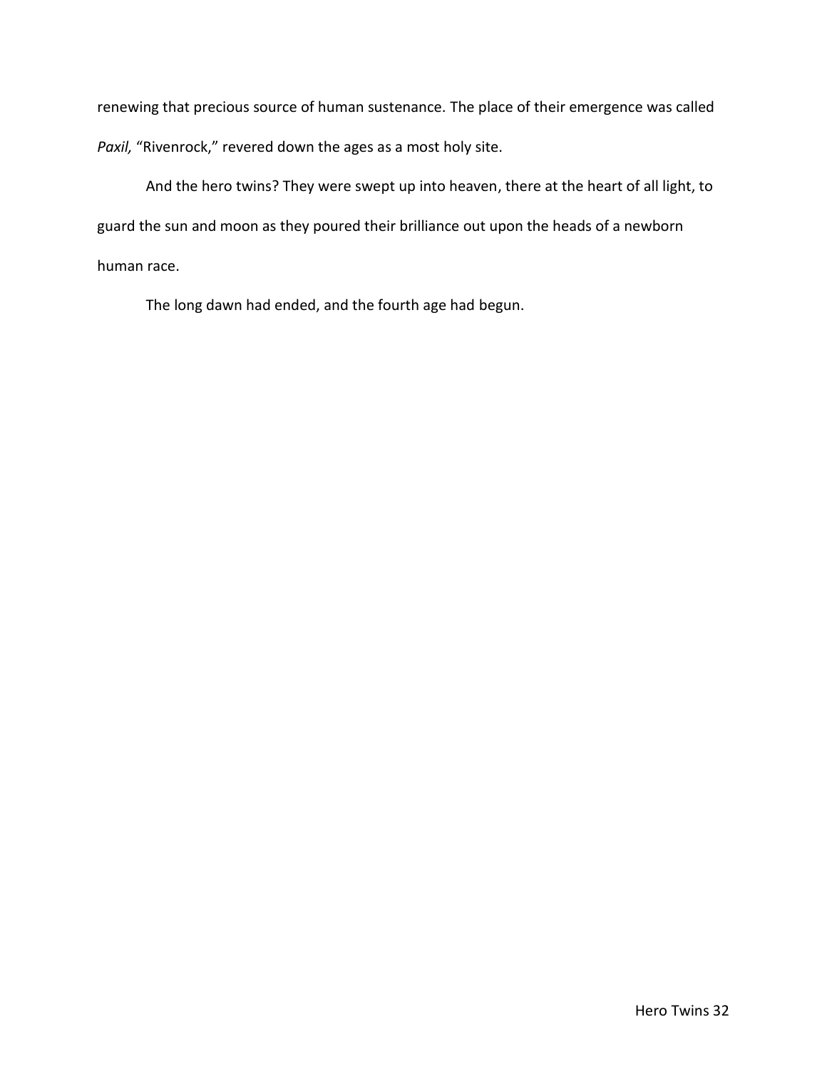renewing that precious source of human sustenance. The place of their emergence was called *Paxil,* "Rivenrock," revered down the ages as a most holy site.

And the hero twins? They were swept up into heaven, there at the heart of all light, to guard the sun and moon as they poured their brilliance out upon the heads of a newborn human race.

The long dawn had ended, and the fourth age had begun.